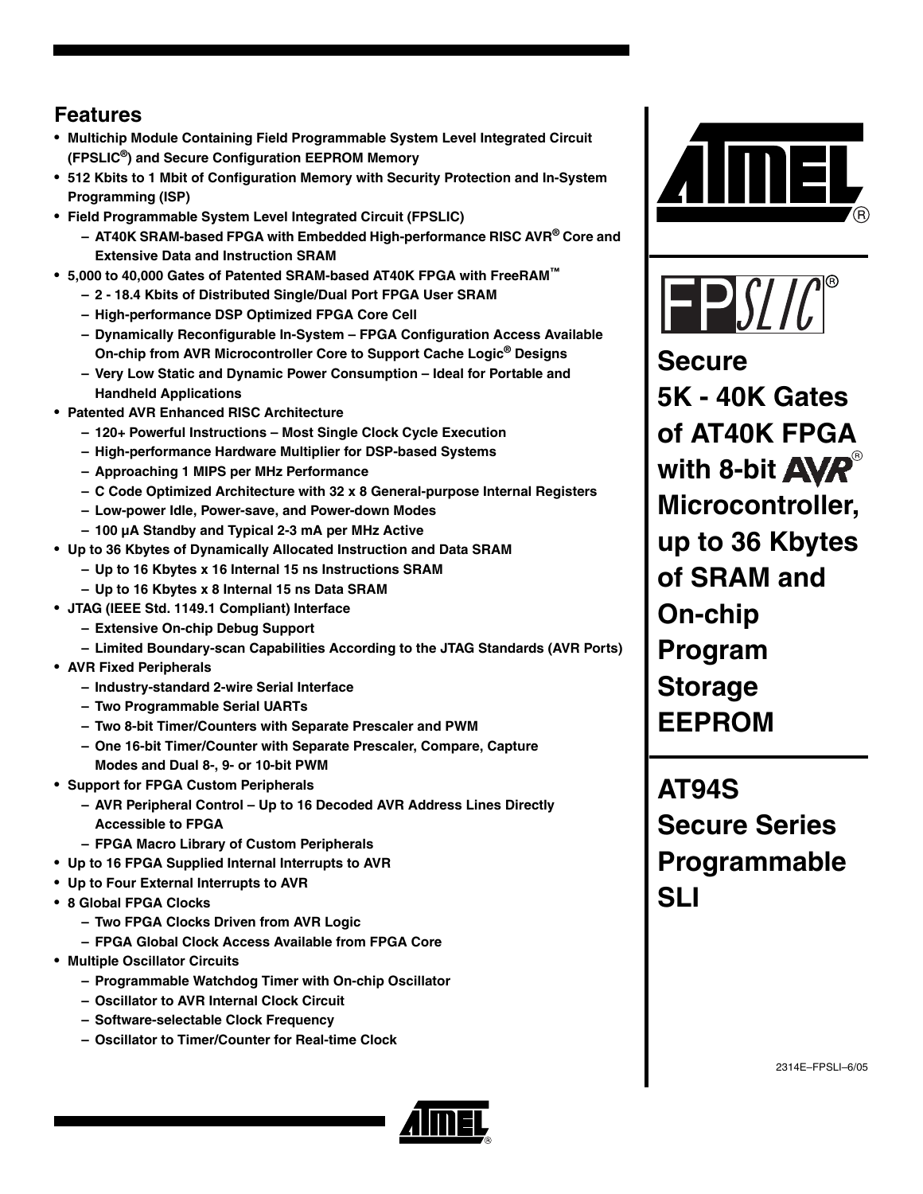## Features

- **Multichip Module Containing Field Programmable System Level Integrated Circuit (FPSLIC®) and Secure Configuration EEPROM Memory**
- **512 Kbits to 1 Mbit of Configuration Memory with Security Protection and In-System Programming (ISP)**
- **Field Programmable System Level Integrated Circuit (FPSLIC)**
  - **AT40K SRAM-based FPGA with Embedded High-performance RISC AVR® Core and Extensive Data and Instruction SRAM**
- **5,000 to 40,000 Gates of Patented SRAM-based AT40K FPGA with FreeRAM™**
  - **2 - 18.4 Kbits of Distributed Single/Dual Port FPGA User SRAM**
  - **High-performance DSP Optimized FPGA Core Cell**
  - **Dynamically Reconfigurable In-System – FPGA Configuration Access Available On-chip from AVR Microcontroller Core to Support Cache Logic® Designs**
  - **Very Low Static and Dynamic Power Consumption – Ideal for Portable and Handheld Applications**
- **Patented AVR Enhanced RISC Architecture**
  - **120+ Powerful Instructions – Most Single Clock Cycle Execution**
  - **High-performance Hardware Multiplier for DSP-based Systems**
  - **Approaching 1 MIPS per MHz Performance**
  - **C Code Optimized Architecture with 32 x 8 General-purpose Internal Registers**
  - **Low-power Idle, Power-save, and Power-down Modes**
  - **100 µA Standby and Typical 2-3 mA per MHz Active**
- **Up to 36 Kbytes of Dynamically Allocated Instruction and Data SRAM**
  - **Up to 16 Kbytes x 16 Internal 15 ns Instructions SRAM**
  - **Up to 16 Kbytes x 8 Internal 15 ns Data SRAM**
- **JTAG (IEEE Std. 1149.1 Compliant) Interface**
  - **Extensive On-chip Debug Support**
  - **Limited Boundary-scan Capabilities According to the JTAG Standards (AVR Ports)**
- **AVR Fixed Peripherals**
  - **Industry-standard 2-wire Serial Interface**
  - **Two Programmable Serial UARTs**
  - **Two 8-bit Timer/Counters with Separate Prescaler and PWM**
  - **One 16-bit Timer/Counter with Separate Prescaler, Compare, Capture Modes and Dual 8-, 9- or 10-bit PWM**
- **Support for FPGA Custom Peripherals**
  - **AVR Peripheral Control – Up to 16 Decoded AVR Address Lines Directly Accessible to FPGA**
  - **FPGA Macro Library of Custom Peripherals**
- **Up to 16 FPGA Supplied Internal Interrupts to AVR**
- **Up to Four External Interrupts to AVR**
- **8 Global FPGA Clocks**
  - **Two FPGA Clocks Driven from AVR Logic**
  - **FPGA Global Clock Access Available from FPGA Core**
- **Multiple Oscillator Circuits**
  - **Programmable Watchdog Timer with On-chip Oscillator**
  - **Oscillator to AVR Internal Clock Circuit**
  - **Software-selectable Clock Frequency**
  - **Oscillator to Timer/Counter for Real-time Clock**

# FPSLIC®

# Secure 5K - 40K Gates of AT40K FPGA with 8-bit AVR® Microcontroller, up to 36 Kbytes of SRAM and On-chip Program Storage EEPROM

# AT94S Secure Series Programmable SLI

2314E–FPSLI–6/05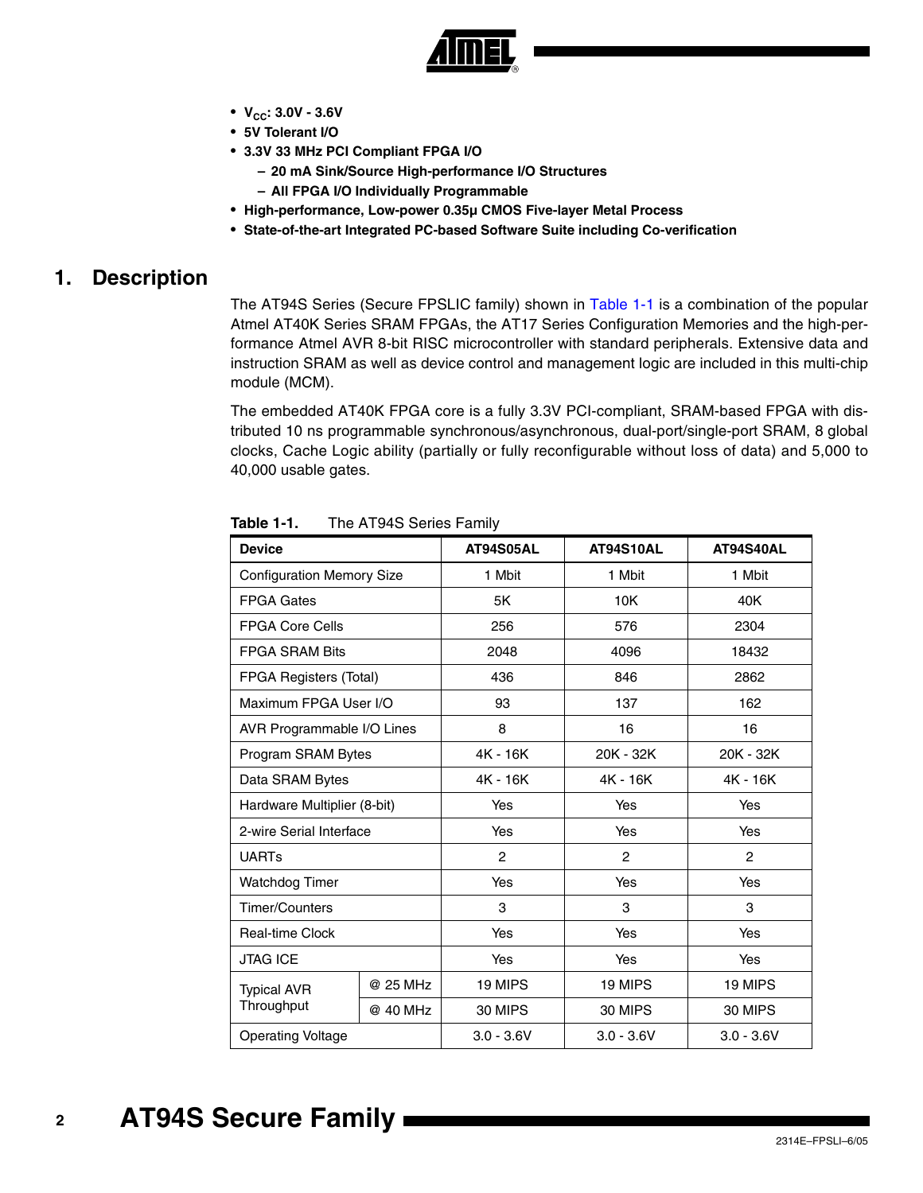- $V_{CC}$: 3.0V - 3.6V
- 5V Tolerant I/O
- 3.3V 33 MHz PCI Compliant FPGA I/O
  - 20 mA Sink/Source High-performance I/O Structures
  - All FPGA I/O Individually Programmable
- High-performance, Low-power 0.35μ CMOS Five-layer Metal Process
- State-of-the-art Integrated PC-based Software Suite including Co-verification

# 1. Description

The AT94S Series (Secure FPSLIC family) shown in Table 1-1 is a combination of the popular Atmel AT40K Series SRAM FPGAs, the AT17 Series Configuration Memories and the high-performance Atmel AVR 8-bit RISC microcontroller with standard peripherals. Extensive data and instruction SRAM as well as device control and management logic are included in this multi-chip module (MCM).

The embedded AT40K FPGA core is a fully 3.3V PCI-compliant, SRAM-based FPGA with distributed 10 ns programmable synchronous/asynchronous, dual-port/single-port SRAM, 8 global clocks, Cache Logic ability (partially or fully reconfigurable without loss of data) and 5,000 to 40,000 usable gates.

**Table 1-1.** The AT94S Series Family

| Device | | AT94S05AL | AT94S10AL | AT94S40AL |
|---|---|---|---|---|
| Configuration Memory Size | | 1 Mbit | 1 Mbit | 1 Mbit |
| FPGA Gates | | 5K | 10K | 40K |
| FPGA Core Cells | | 256 | 576 | 2304 |
| FPGA SRAM Bits | | 2048 | 4096 | 18432 |
| FPGA Registers (Total) | | 436 | 846 | 2862 |
| Maximum FPGA User I/O | | 93 | 137 | 162 |
| AVR Programmable I/O Lines | | 8 | 16 | 16 |
| Program SRAM Bytes | | 4K - 16K | 20K - 32K | 20K - 32K |
| Data SRAM Bytes | | 4K - 16K | 4K - 16K | 4K - 16K |
| Hardware Multiplier (8-bit) | | Yes | Yes | Yes |
| 2-wire Serial Interface | | Yes | Yes | Yes |
| UARTs | | 2 | 2 | 2 |
| Watchdog Timer | | Yes | Yes | Yes |
| Timer/Counters | | 3 | 3 | 3 |
| Real-time Clock | | Yes | Yes | Yes |
| JTAG ICE | | Yes | Yes | Yes |
| Typical AVR Throughput | @ 25 MHz | 19 MIPS | 19 MIPS | 19 MIPS |
| | @ 40 MHz | 30 MIPS | 30 MIPS | 30 MIPS |
| Operating Voltage | | 3.0 - 3.6V | 3.0 - 3.6V | 3.0 - 3.6V |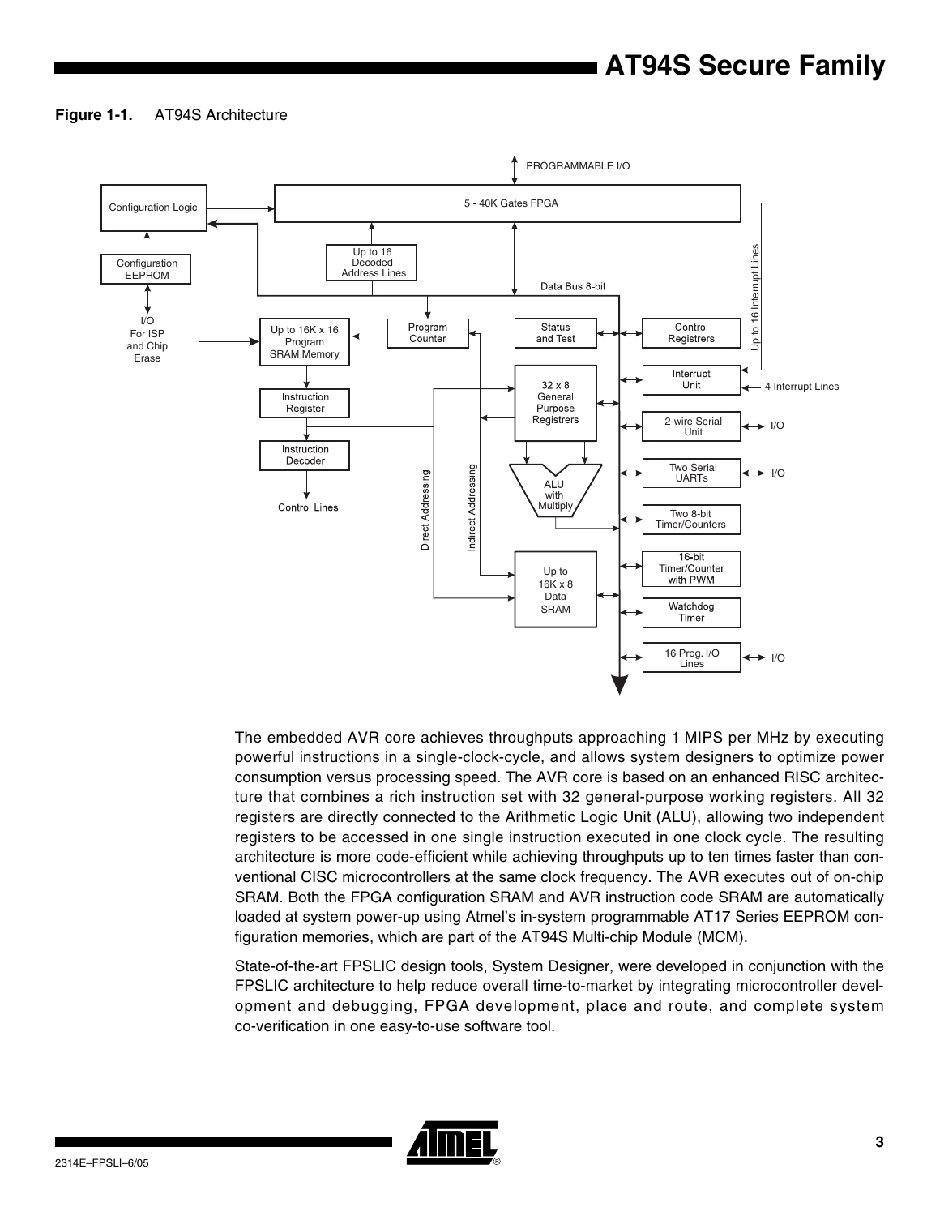**Figure 1-1.** AT94S Architecture

The embedded AVR core achieves throughputs approaching 1 MIPS per MHz by executing powerful instructions in a single-clock-cycle, and allows system designers to optimize power consumption versus processing speed. The AVR core is based on an enhanced RISC architecture that combines a rich instruction set with 32 general-purpose working registers. All 32 registers are directly connected to the Arithmetic Logic Unit (ALU), allowing two independent registers to be accessed in one single instruction executed in one clock cycle. The resulting architecture is more code-efficient while achieving throughputs up to ten times faster than conventional CISC microcontrollers at the same clock frequency. The AVR executes out of on-chip SRAM. Both the FPGA configuration SRAM and AVR instruction code SRAM are automatically loaded at system power-up using Atmel's in-system programmable AT17 Series EEPROM configuration memories, which are part of the AT94S Multi-chip Module (MCM).

State-of-the-art FPSLIC design tools, System Designer, were developed in conjunction with the FPSLIC architecture to help reduce overall time-to-market by integrating microcontroller development and debugging, FPGA development, place and route, and complete system co-verification in one easy-to-use software tool.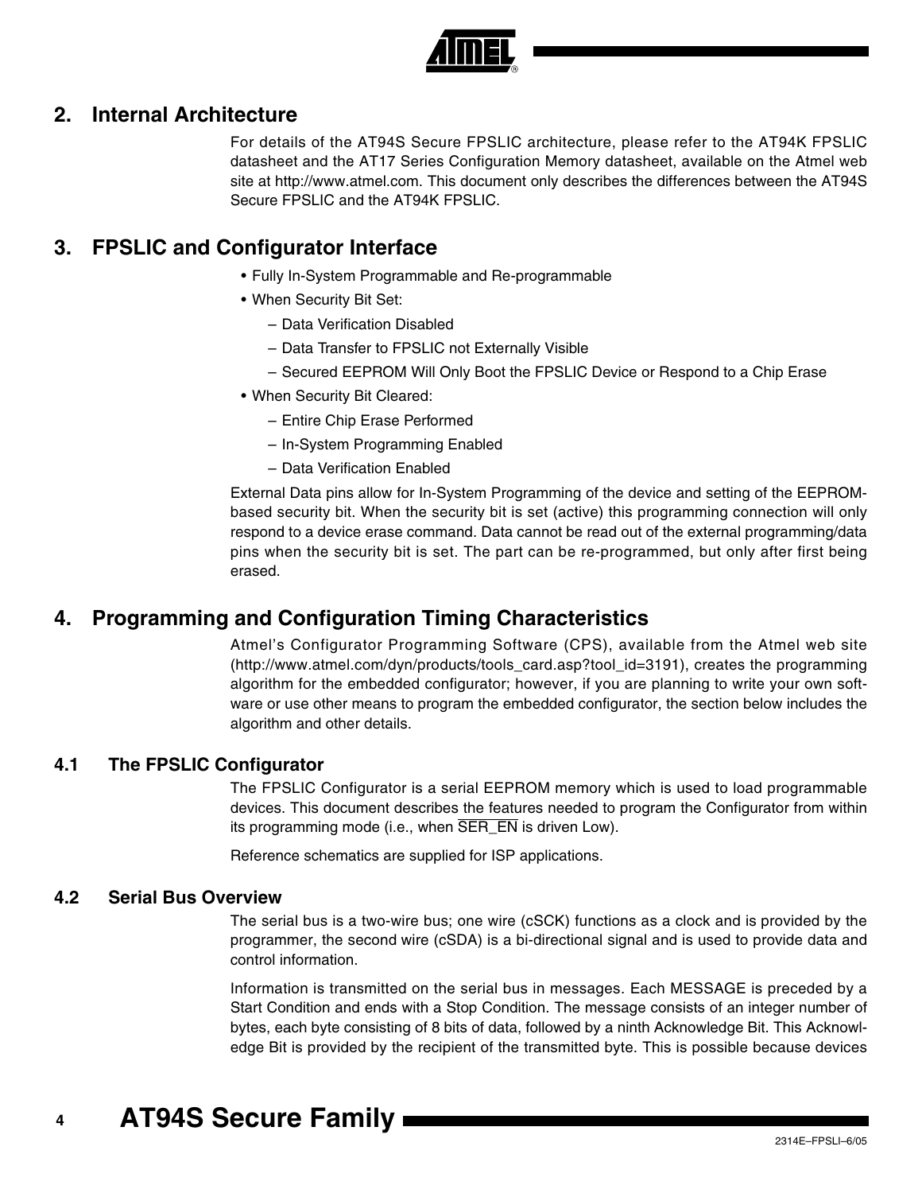## 2. Internal Architecture

For details of the AT94S Secure FPSLIC architecture, please refer to the AT94K FPSLIC datasheet and the AT17 Series Configuration Memory datasheet, available on the Atmel web site at http://www.atmel.com. This document only describes the differences between the AT94S Secure FPSLIC and the AT94K FPSLIC.

## 3. FPSLIC and Configurator Interface

- Fully In-System Programmable and Re-programmable
- When Security Bit Set:
  - Data Verification Disabled
  - Data Transfer to FPSLIC not Externally Visible
  - Secured EEPROM Will Only Boot the FPSLIC Device or Respond to a Chip Erase
- When Security Bit Cleared:
  - Entire Chip Erase Performed
  - In-System Programming Enabled
  - Data Verification Enabled

External Data pins allow for In-System Programming of the device and setting of the EEPROM-based security bit. When the security bit is set (active) this programming connection will only respond to a device erase command. Data cannot be read out of the external programming/data pins when the security bit is set. The part can be re-programmed, but only after first being erased.

## 4. Programming and Configuration Timing Characteristics

Atmel's Configurator Programming Software (CPS), available from the Atmel web site (http://www.atmel.com/dyn/products/tools_card.asp?tool_id=3191), creates the programming algorithm for the embedded configurator; however, if you are planning to write your own software or use other means to program the embedded configurator, the section below includes the algorithm and other details.

### 4.1 The FPSLIC Configurator

The FPSLIC Configurator is a serial EEPROM memory which is used to load programmable devices. This document describes the features needed to program the Configurator from within its programming mode (i.e., when $\overline{\text{SER\_EN}}$ is driven Low).

Reference schematics are supplied for ISP applications.

### 4.2 Serial Bus Overview

The serial bus is a two-wire bus; one wire (cSCK) functions as a clock and is provided by the programmer, the second wire (cSDA) is a bi-directional signal and is used to provide data and control information.

Information is transmitted on the serial bus in messages. Each MESSAGE is preceded by a Start Condition and ends with a Stop Condition. The message consists of an integer number of bytes, each byte consisting of 8 bits of data, followed by a ninth Acknowledge Bit. This Acknowledge Bit is provided by the recipient of the transmitted byte. This is possible because devices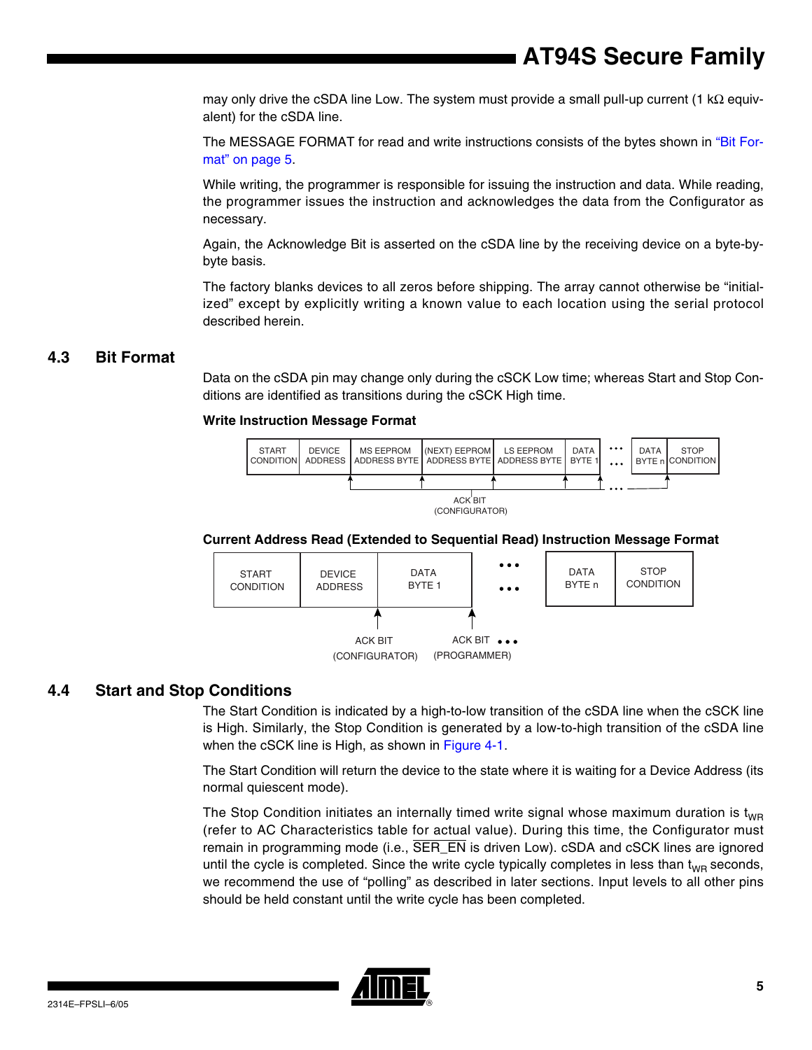may only drive the cSDA line Low. The system must provide a small pull-up current (1 kΩ equivalent) for the cSDA line.

The MESSAGE FORMAT for read and write instructions consists of the bytes shown in "Bit Format" on page 5.

While writing, the programmer is responsible for issuing the instruction and data. While reading, the programmer issues the instruction and acknowledges the data from the Configurator as necessary.

Again, the Acknowledge Bit is asserted on the cSDA line by the receiving device on a byte-by-byte basis.

The factory blanks devices to all zeros before shipping. The array cannot otherwise be "initialized" except by explicitly writing a known value to each location using the serial protocol described herein.

## 4.3 Bit Format

Data on the cSDA pin may change only during the cSCK Low time; whereas Start and Stop Conditions are identified as transitions during the cSCK High time.

**Write Instruction Message Format**

| START CONDITION | DEVICE ADDRESS | MS EEPROM ADDRESS BYTE | (NEXT) EEPROM ADDRESS BYTE | LS EEPROM ADDRESS BYTE | DATA BYTE 1 | ... | DATA BYTE n | STOP CONDITION |
|---|---|---|---|---|---|---|---|---|

ACK BIT (CONFIGURATOR)

**Current Address Read (Extended to Sequential Read) Instruction Message Format**

| START CONDITION | DEVICE ADDRESS | DATA BYTE 1 | ... | DATA BYTE n | STOP CONDITION |
|---|---|---|---|---|---|

ACK BIT (CONFIGURATOR) ACK BIT (PROGRAMMER) ...

## 4.4 Start and Stop Conditions

The Start Condition is indicated by a high-to-low transition of the cSDA line when the cSCK line is High. Similarly, the Stop Condition is generated by a low-to-high transition of the cSDA line when the cSCK line is High, as shown in Figure 4-1.

The Start Condition will return the device to the state where it is waiting for a Device Address (its normal quiescent mode).

The Stop Condition initiates an internally timed write signal whose maximum duration is $t_{WR}$ (refer to AC Characteristics table for actual value). During this time, the Configurator must remain in programming mode (i.e., $\overline{\text{SER\_EN}}$ is driven Low). cSDA and cSCK lines are ignored until the cycle is completed. Since the write cycle typically completes in less than $t_{WR}$ seconds, we recommend the use of "polling" as described in later sections. Input levels to all other pins should be held constant until the write cycle has been completed.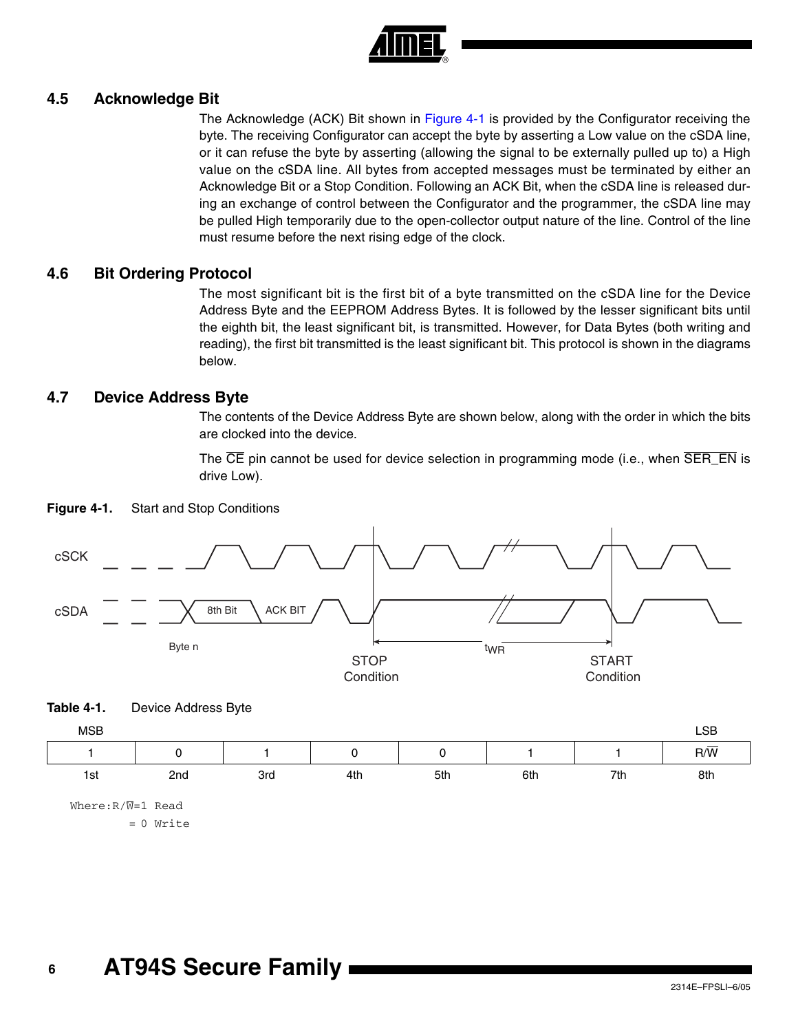### 4.5 Acknowledge Bit

The Acknowledge (ACK) Bit shown in Figure 4-1 is provided by the Configurator receiving the byte. The receiving Configurator can accept the byte by asserting a Low value on the cSDA line, or it can refuse the byte by asserting (allowing the signal to be externally pulled up to) a High value on the cSDA line. All bytes from accepted messages must be terminated by either an Acknowledge Bit or a Stop Condition. Following an ACK Bit, when the cSDA line is released during an exchange of control between the Configurator and the programmer, the cSDA line may be pulled High temporarily due to the open-collector output nature of the line. Control of the line must resume before the next rising edge of the clock.

### 4.6 Bit Ordering Protocol

The most significant bit is the first bit of a byte transmitted on the cSDA line for the Device Address Byte and the EEPROM Address Bytes. It is followed by the lesser significant bits until the eighth bit, the least significant bit, is transmitted. However, for Data Bytes (both writing and reading), the first bit transmitted is the least significant bit. This protocol is shown in the diagrams below.

### 4.7 Device Address Byte

The contents of the Device Address Byte are shown below, along with the order in which the bits are clocked into the device.

The $\overline{\text{CE}}$ pin cannot be used for device selection in programming mode (i.e., when $\overline{\text{SER\_EN}}$ is drive Low).

**Figure 4-1.** Start and Stop Conditions

**Table 4-1.** Device Address Byte

| MSB | | | | | | | LSB |
|---|---|---|---|---|---|---|---|
| 1 | 0 | 1 | 0 | 0 | 1 | 1 | R/$\overline{\text{W}}$ |
| 1st | 2nd | 3rd | 4th | 5th | 6th | 7th | 8th |

```
Where:R/W=1 Read
        = 0 Write
```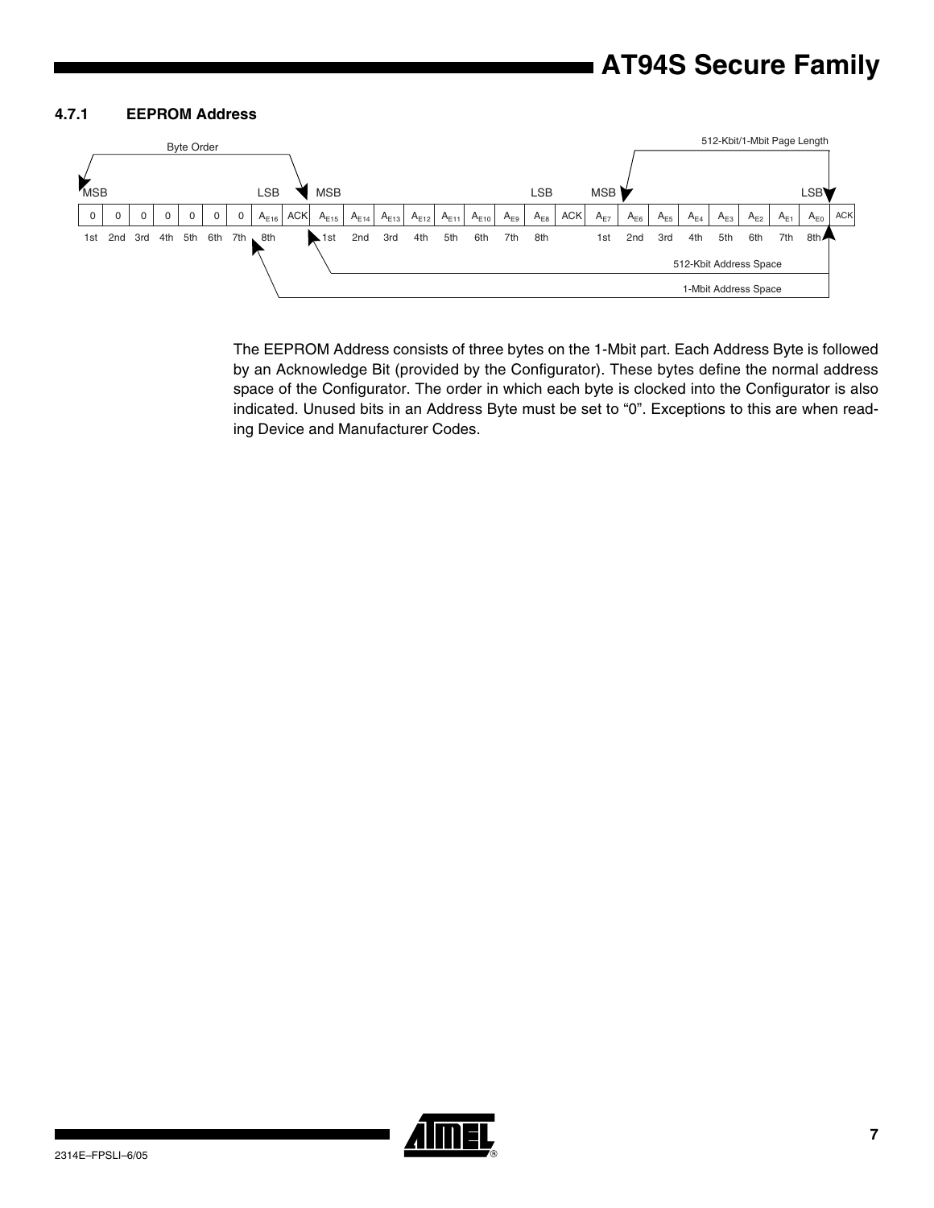### 4.7.1 EEPROM Address

| | | | | | | | | | | | | | | | | | | | | | | | | | | |
|---|---|---|---|---|---|---|---|---|---|---|---|---|---|---|---|---|---|---|---|---|---|---|---|---|---|---|
| MSB | | | | | | | LSB | | MSB | | | | | | | LSB | | MSB | | | | | | | LSB | |
| 0 | 0 | 0 | 0 | 0 | 0 | 0 | $A_{E16}$ | ACK | $A_{E15}$ | $A_{E14}$ | $A_{E13}$ | $A_{E12}$ | $A_{E11}$ | $A_{E10}$ | $A_{E9}$ | $A_{E8}$ | ACK | $A_{E7}$ | $A_{E6}$ | $A_{E5}$ | $A_{E4}$ | $A_{E3}$ | $A_{E2}$ | $A_{E1}$ | $A_{E0}$ | ACK |
| 1st | 2nd | 3rd | 4th | 5th | 6th | 7th | 8th | | 1st | 2nd | 3rd | 4th | 5th | 6th | 7th | 8th | | 1st | 2nd | 3rd | 4th | 5th | 6th | 7th | 8th | |

Byte Order; 512-Kbit/1-Mbit Page Length; 512-Kbit Address Space; 1-Mbit Address Space

The EEPROM Address consists of three bytes on the 1-Mbit part. Each Address Byte is followed by an Acknowledge Bit (provided by the Configurator). These bytes define the normal address space of the Configurator. The order in which each byte is clocked into the Configurator is also indicated. Unused bits in an Address Byte must be set to "0". Exceptions to this are when reading Device and Manufacturer Codes.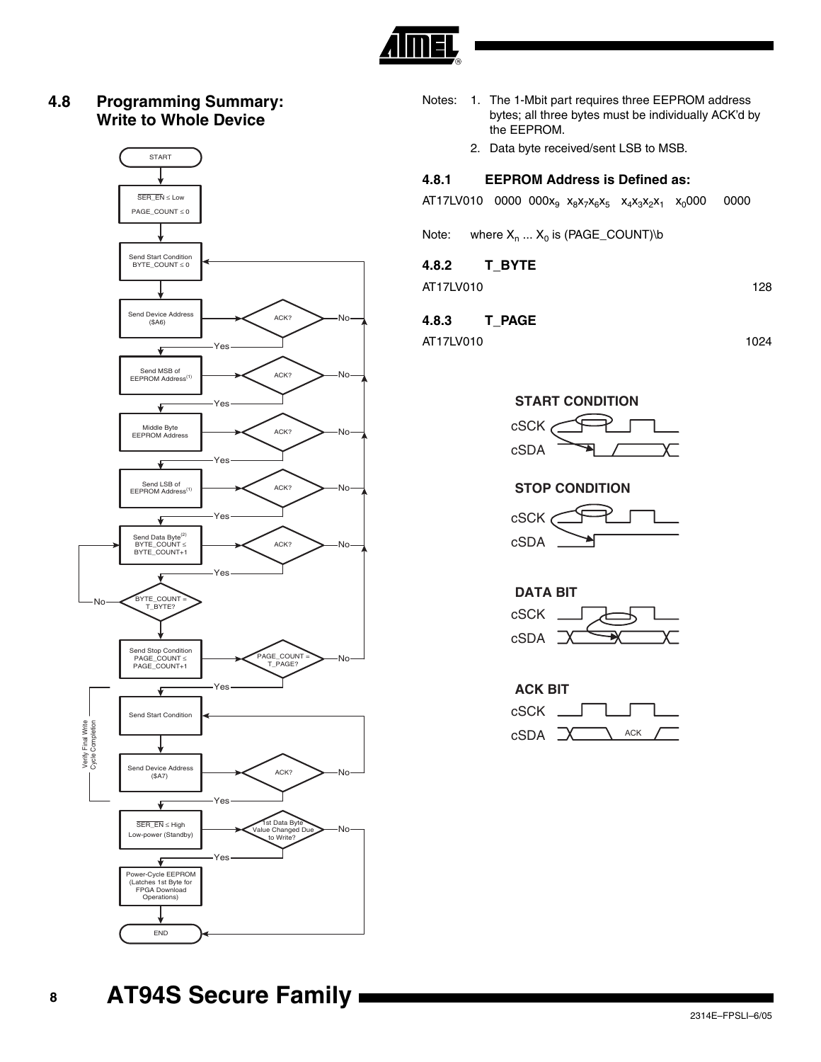## 4.8 Programming Summary: Write to Whole Device

START

SER_EN ≤ Low
PAGE_COUNT ≤ 0

Send Start Condition
BYTE_COUNT ≤ 0

Send Device Address ($A6) → ACK? No / Yes

Send MSB of EEPROM Address[(1)] → ACK? No / Yes

Middle Byte EEPROM Address → ACK? No / Yes

Send LSB of EEPROM Address[(1)] → ACK? No / Yes

Send Data Byte[(2)] BYTE_COUNT ≤ BYTE_COUNT+1 → ACK? No / Yes

BYTE_COUNT = T_BYTE? No / Yes

Send Stop Condition PAGE_COUNT ≤ PAGE_COUNT+1 → PAGE_COUNT = T_PAGE? No / Yes

Verify Final Write Cycle Completion:

Send Start Condition

Send Device Address ($A7) → ACK? No / Yes

SER_EN ≤ High Low-power (Standby) → 1st Data Byte Value Changed Due to Write? No / Yes

Power-Cycle EEPROM (Latches 1st Byte for FPGA Download Operations)

END

Notes:
1. The 1-Mbit part requires three EEPROM address bytes; all three bytes must be individually ACK'd by the EEPROM.
2. Data byte received/sent LSB to MSB.

### 4.8.1 EEPROM Address is Defined as:

AT17LV010 0000 $000x_9$ $x_8x_7x_6x_5$ $x_4x_3x_2x_1$ $x_0000$ 0000

Note: where $X_n$ ... $X_0$ is (PAGE_COUNT)\b

### 4.8.2 T_BYTE

| AT17LV010 | 128 |
|---|---|

### 4.8.3 T_PAGE

| AT17LV010 | 1024 |
|---|---|

**START CONDITION**

cSCK
cSDA

**STOP CONDITION**

cSCK
cSDA

**DATA BIT**

cSCK
cSDA

**ACK BIT**

cSCK
cSDA ACK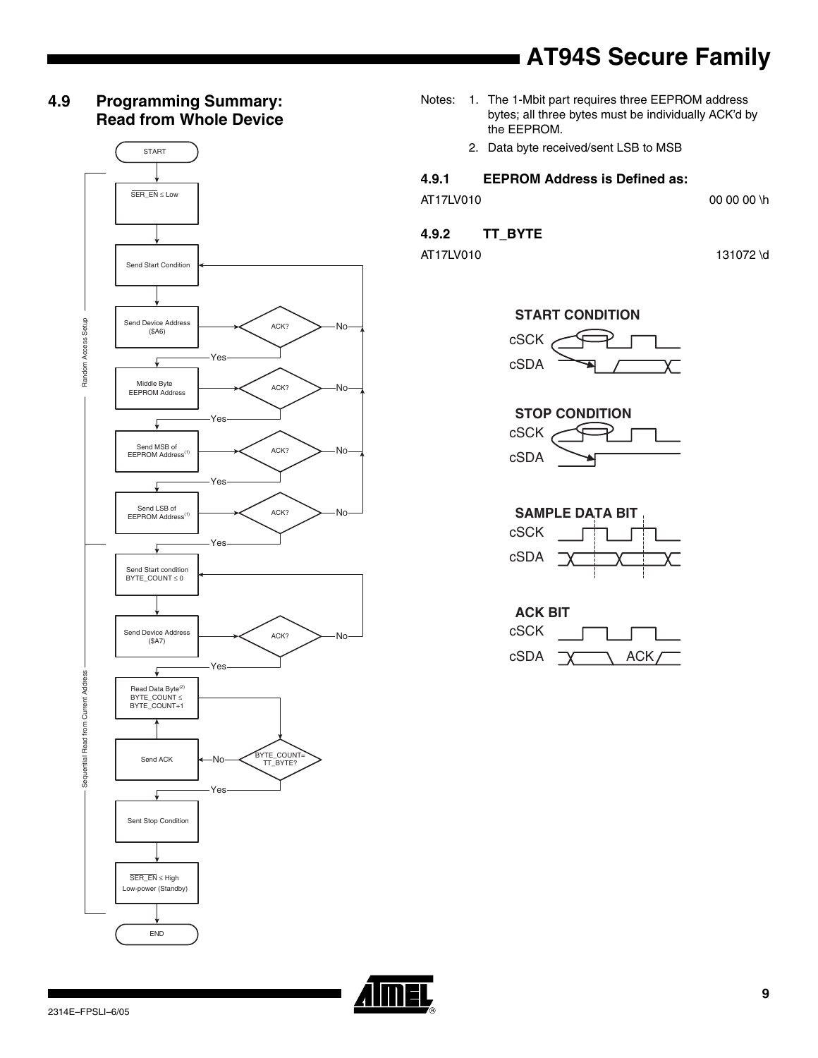## 4.9 Programming Summary: Read from Whole Device

START

SER_EN ≤ Low

Send Start Condition

Send Device Address ($A6) → ACK? — No / Yes

Middle Byte EEPROM Address → ACK? — No / Yes

Send MSB of EEPROM Address(1) → ACK? — No / Yes

Send LSB of EEPROM Address(1) → ACK? — No / Yes

Random Access Setup

Send Start condition BYTE_COUNT ≤ 0

Send Device Address ($A7) → ACK? — No / Yes

Read Data Byte(2) BYTE_COUNT ≤ BYTE_COUNT+1

BYTE_COUNT= TT_BYTE? — No → Send ACK / Yes

Sent Stop Condition

SER_EN ≤ High Low-power (Standby)

Sequential Read from Current Address

END

Notes:
1. The 1-Mbit part requires three EEPROM address bytes; all three bytes must be individually ACK'd by the EEPROM.
2. Data byte received/sent LSB to MSB

### 4.9.1 EEPROM Address is Defined as:

| AT17LV010 | 00 00 00 \h |
|---|---|

### 4.9.2 TT_BYTE

| AT17LV010 | 131072 \d |
|---|---|

**START CONDITION**
cSCK
cSDA

**STOP CONDITION**
cSCK
cSDA

**SAMPLE DATA BIT**
cSCK
cSDA

**ACK BIT**
cSCK
cSDA ACK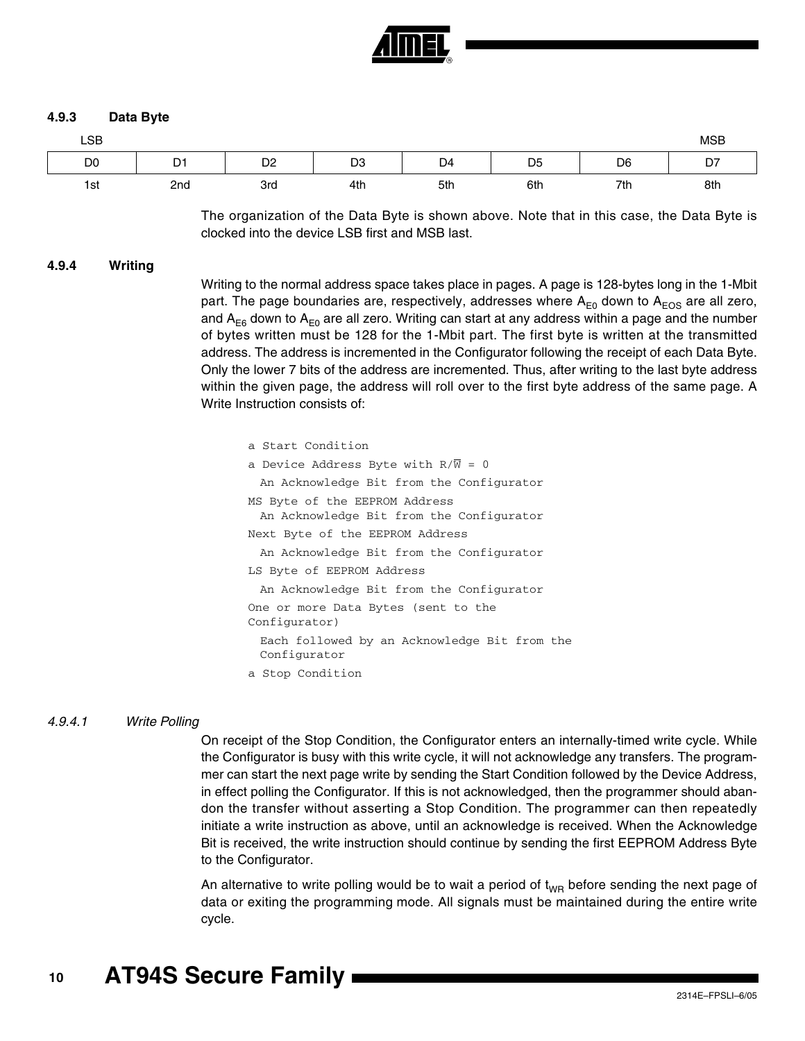### 4.9.3 Data Byte

| LSB | | | | | | | MSB |
|---|---|---|---|---|---|---|---|
| D0 | D1 | D2 | D3 | D4 | D5 | D6 | D7 |
| 1st | 2nd | 3rd | 4th | 5th | 6th | 7th | 8th |

The organization of the Data Byte is shown above. Note that in this case, the Data Byte is clocked into the device LSB first and MSB last.

### 4.9.4 Writing

Writing to the normal address space takes place in pages. A page is 128-bytes long in the 1-Mbit part. The page boundaries are, respectively, addresses where $A_{E0}$ down to $A_{EOS}$ are all zero, and $A_{E6}$ down to $A_{E0}$ are all zero. Writing can start at any address within a page and the number of bytes written must be 128 for the 1-Mbit part. The first byte is written at the transmitted address. The address is incremented in the Configurator following the receipt of each Data Byte. Only the lower 7 bits of the address are incremented. Thus, after writing to the last byte address within the given page, the address will roll over to the first byte address of the same page. A Write Instruction consists of:

```
a Start Condition
a Device Address Byte with R/W̄ = 0
  An Acknowledge Bit from the Configurator
MS Byte of the EEPROM Address
  An Acknowledge Bit from the Configurator
Next Byte of the EEPROM Address
  An Acknowledge Bit from the Configurator
LS Byte of EEPROM Address
  An Acknowledge Bit from the Configurator
One or more Data Bytes (sent to the
Configurator)
  Each followed by an Acknowledge Bit from the
  Configurator
a Stop Condition
```

#### *4.9.4.1 Write Polling*

On receipt of the Stop Condition, the Configurator enters an internally-timed write cycle. While the Configurator is busy with this write cycle, it will not acknowledge any transfers. The programmer can start the next page write by sending the Start Condition followed by the Device Address, in effect polling the Configurator. If this is not acknowledged, then the programmer should abandon the transfer without asserting a Stop Condition. The programmer can then repeatedly initiate a write instruction as above, until an acknowledge is received. When the Acknowledge Bit is received, the write instruction should continue by sending the first EEPROM Address Byte to the Configurator.

An alternative to write polling would be to wait a period of $t_{WR}$ before sending the next page of data or exiting the programming mode. All signals must be maintained during the entire write cycle.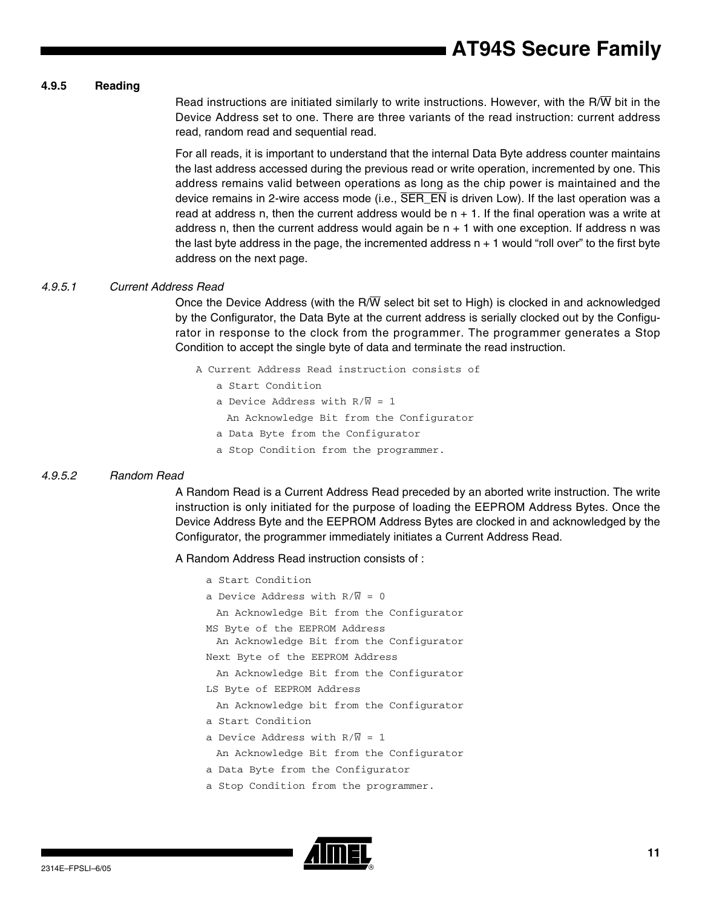#### 4.9.5 Reading

Read instructions are initiated similarly to write instructions. However, with the R/$\overline{W}$ bit in the Device Address set to one. There are three variants of the read instruction: current address read, random read and sequential read.

For all reads, it is important to understand that the internal Data Byte address counter maintains the last address accessed during the previous read or write operation, incremented by one. This address remains valid between operations as long as the chip power is maintained and the device remains in 2-wire access mode (i.e., $\overline{\text{SER\_EN}}$ is driven Low). If the last operation was a read at address n, then the current address would be n + 1. If the final operation was a write at address n, then the current address would again be n + 1 with one exception. If address n was the last byte address in the page, the incremented address n + 1 would "roll over" to the first byte address on the next page.

##### *4.9.5.1 Current Address Read*

Once the Device Address (with the R/$\overline{W}$ select bit set to High) is clocked in and acknowledged by the Configurator, the Data Byte at the current address is serially clocked out by the Configurator in response to the clock from the programmer. The programmer generates a Stop Condition to accept the single byte of data and terminate the read instruction.

```
A Current Address Read instruction consists of
   a Start Condition
   a Device Address with R/W = 1
     An Acknowledge Bit from the Configurator
   a Data Byte from the Configurator
   a Stop Condition from the programmer.
```

##### *4.9.5.2 Random Read*

A Random Read is a Current Address Read preceded by an aborted write instruction. The write instruction is only initiated for the purpose of loading the EEPROM Address Bytes. Once the Device Address Byte and the EEPROM Address Bytes are clocked in and acknowledged by the Configurator, the programmer immediately initiates a Current Address Read.

A Random Address Read instruction consists of :

```
a Start Condition
a Device Address with R/W = 0
  An Acknowledge Bit from the Configurator
MS Byte of the EEPROM Address
  An Acknowledge Bit from the Configurator
Next Byte of the EEPROM Address
  An Acknowledge Bit from the Configurator
LS Byte of EEPROM Address
  An Acknowledge bit from the Configurator
a Start Condition
a Device Address with R/W = 1
  An Acknowledge Bit from the Configurator
a Data Byte from the Configurator
a Stop Condition from the programmer.
```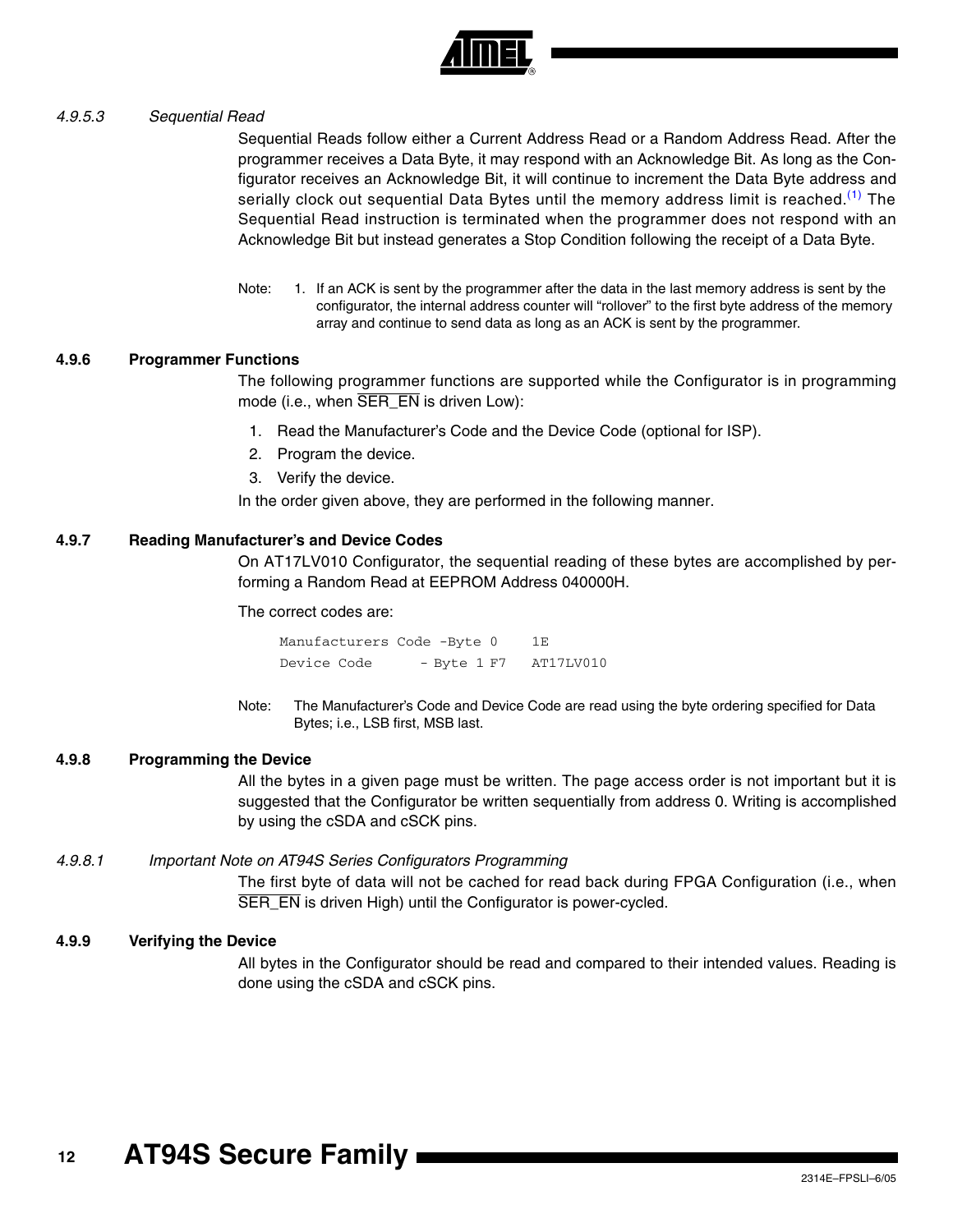#### 4.9.5.3 Sequential Read

Sequential Reads follow either a Current Address Read or a Random Address Read. After the programmer receives a Data Byte, it may respond with an Acknowledge Bit. As long as the Configurator receives an Acknowledge Bit, it will continue to increment the Data Byte address and serially clock out sequential Data Bytes until the memory address limit is reached.[(1)] The Sequential Read instruction is terminated when the programmer does not respond with an Acknowledge Bit but instead generates a Stop Condition following the receipt of a Data Byte.

Note: 1. If an ACK is sent by the programmer after the data in the last memory address is sent by the configurator, the internal address counter will "rollover" to the first byte address of the memory array and continue to send data as long as an ACK is sent by the programmer.

### 4.9.6 Programmer Functions

The following programmer functions are supported while the Configurator is in programming mode (i.e., when SER_EN is driven Low):

1. Read the Manufacturer's Code and the Device Code (optional for ISP).
2. Program the device.
3. Verify the device.

In the order given above, they are performed in the following manner.

### 4.9.7 Reading Manufacturer's and Device Codes

On AT17LV010 Configurator, the sequential reading of these bytes are accomplished by performing a Random Read at EEPROM Address 040000H.

The correct codes are:

```
Manufacturers Code -Byte 0     1E
Device Code      - Byte 1 F7   AT17LV010
```

Note: The Manufacturer's Code and Device Code are read using the byte ordering specified for Data Bytes; i.e., LSB first, MSB last.

### 4.9.8 Programming the Device

All the bytes in a given page must be written. The page access order is not important but it is suggested that the Configurator be written sequentially from address 0. Writing is accomplished by using the cSDA and cSCK pins.

#### 4.9.8.1 Important Note on AT94S Series Configurators Programming

The first byte of data will not be cached for read back during FPGA Configuration (i.e., when SER_EN is driven High) until the Configurator is power-cycled.

### 4.9.9 Verifying the Device

All bytes in the Configurator should be read and compared to their intended values. Reading is done using the cSDA and cSCK pins.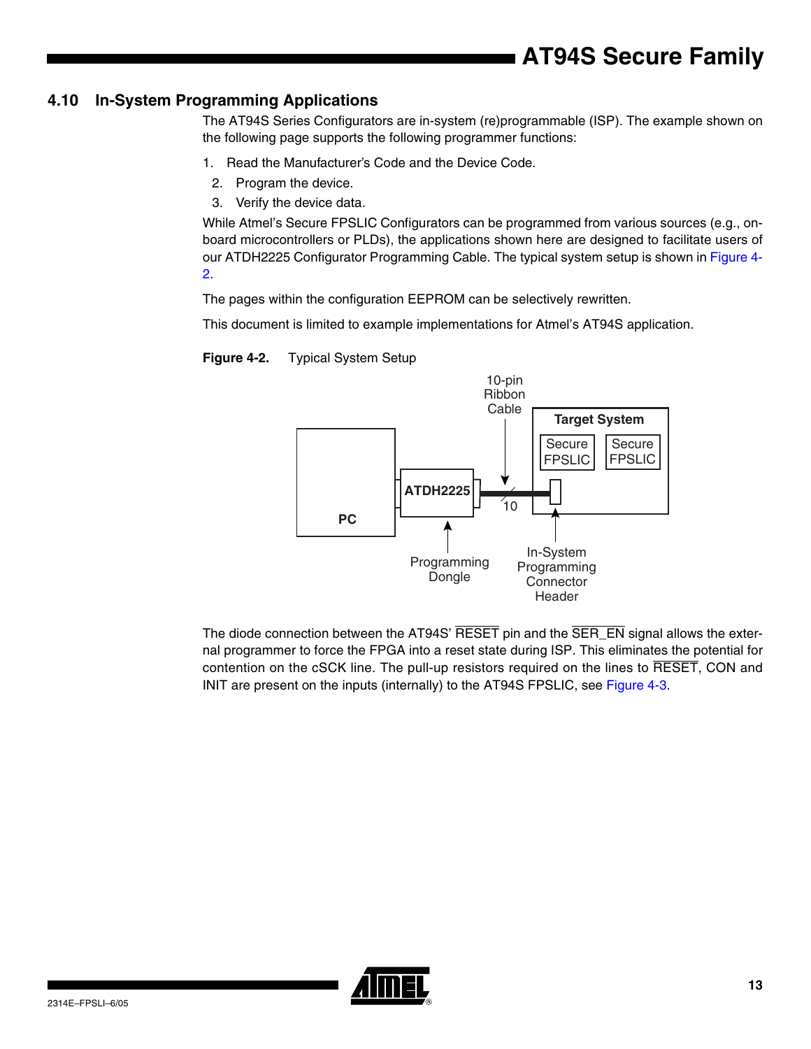## 4.10 In-System Programming Applications

The AT94S Series Configurators are in-system (re)programmable (ISP). The example shown on the following page supports the following programmer functions:

1. Read the Manufacturer's Code and the Device Code.
2. Program the device.
3. Verify the device data.

While Atmel's Secure FPSLIC Configurators can be programmed from various sources (e.g., on-board microcontrollers or PLDs), the applications shown here are designed to facilitate users of our ATDH2225 Configurator Programming Cable. The typical system setup is shown in Figure 4-2.

The pages within the configuration EEPROM can be selectively rewritten.

This document is limited to example implementations for Atmel's AT94S application.

**Figure 4-2.** Typical System Setup

The diode connection between the AT94S' RESET pin and the SER_EN signal allows the external programmer to force the FPGA into a reset state during ISP. This eliminates the potential for contention on the cSCK line. The pull-up resistors required on the lines to RESET, CON and INIT are present on the inputs (internally) to the AT94S FPSLIC, see Figure 4-3.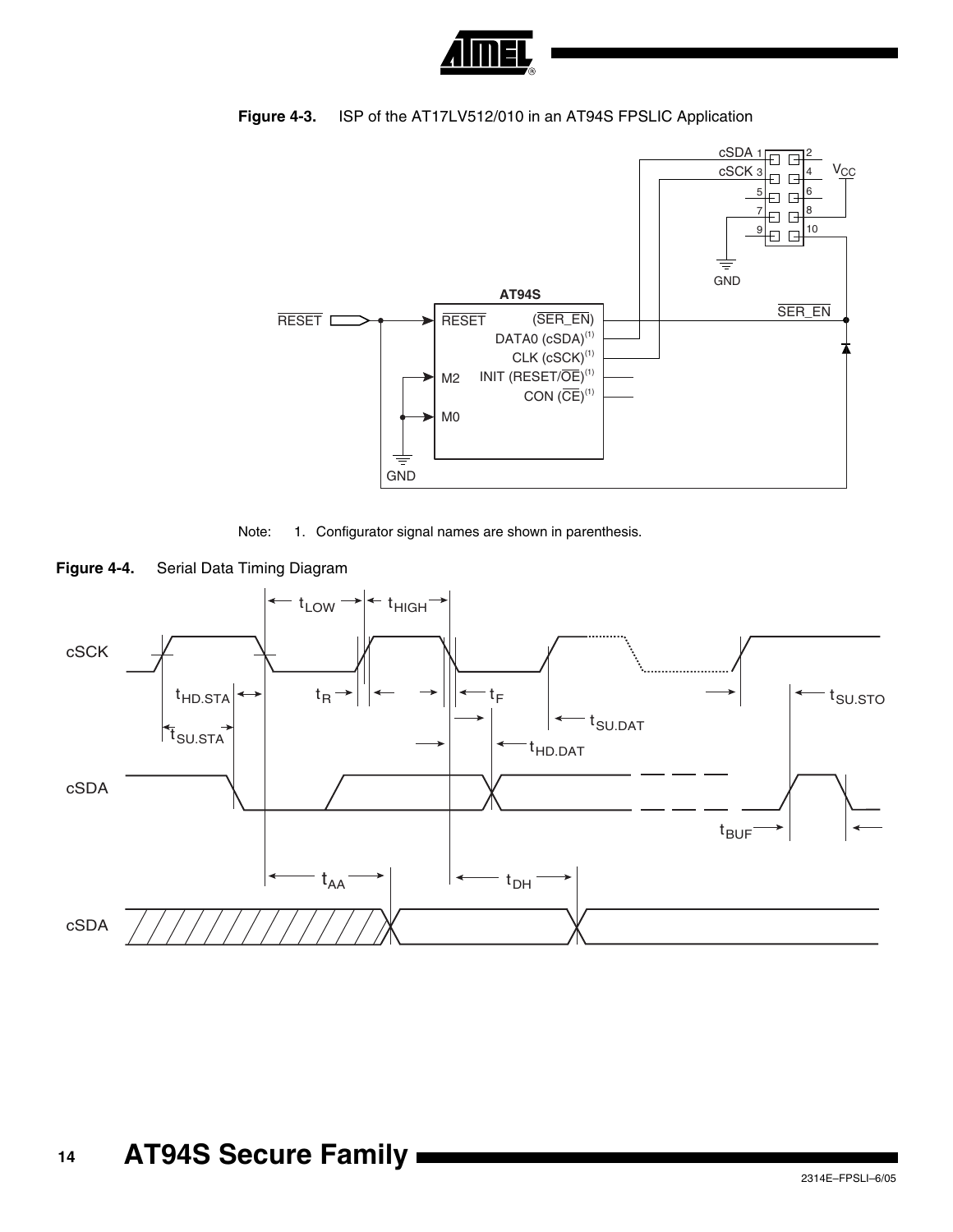**Figure 4-3.** ISP of the AT17LV512/010 in an AT94S FPSLIC Application

Note: 1. Configurator signal names are shown in parenthesis.

**Figure 4-4.** Serial Data Timing Diagram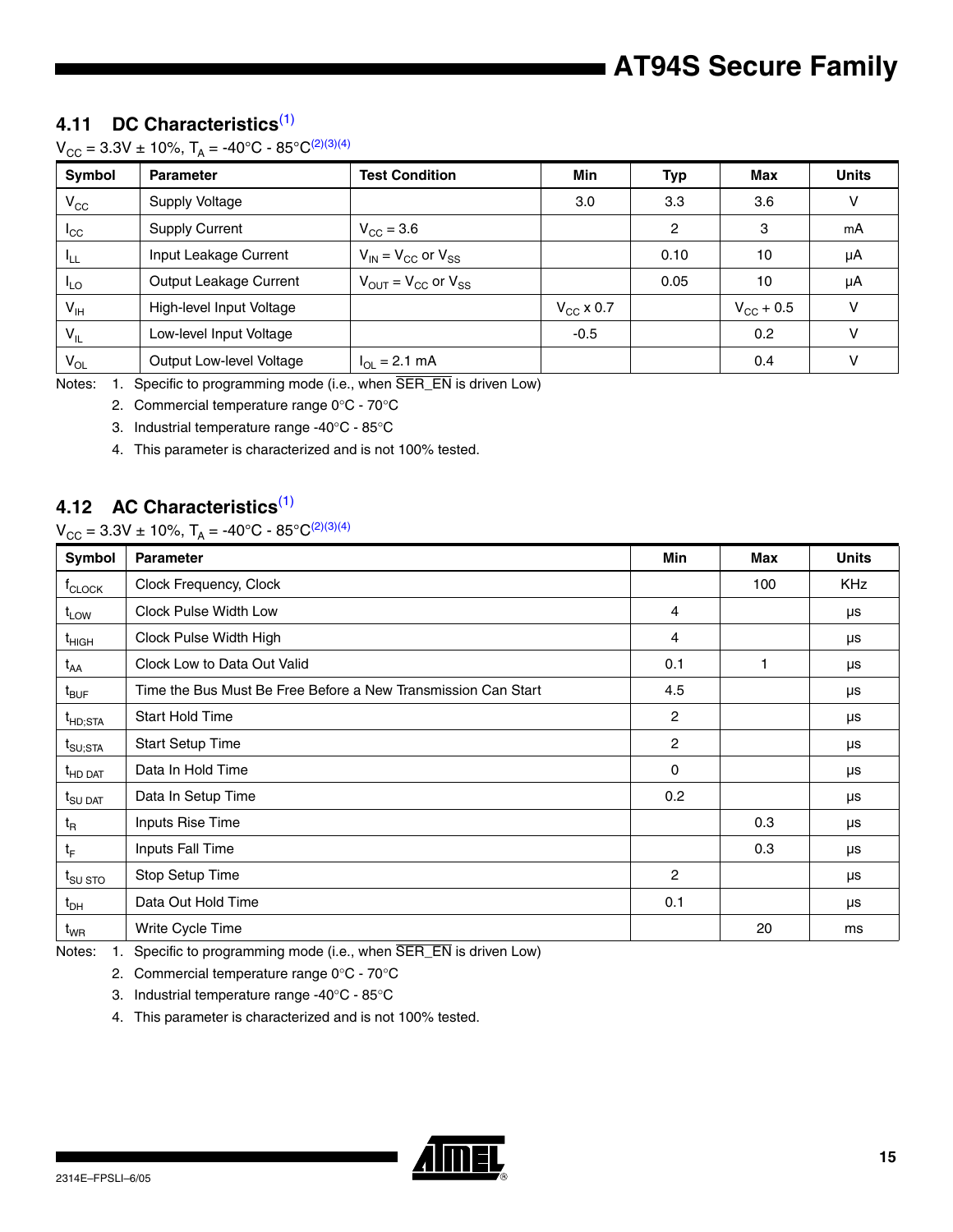## 4.11 DC Characteristics[1]

$V_{CC}$ = 3.3V ± 10%, $T_A$ = -40°C - 85°C[2][3][4]

| Symbol | Parameter | Test Condition | Min | Typ | Max | Units |
|---|---|---|---|---|---|---|
| $V_{CC}$ | Supply Voltage | | 3.0 | 3.3 | 3.6 | V |
| $I_{CC}$ | Supply Current | $V_{CC}$ = 3.6 | | 2 | 3 | mA |
| $I_{LL}$ | Input Leakage Current | $V_{IN}$ = $V_{CC}$ or $V_{SS}$ | | 0.10 | 10 | µA |
| $I_{LO}$ | Output Leakage Current | $V_{OUT}$ = $V_{CC}$ or $V_{SS}$ | | 0.05 | 10 | µA |
| $V_{IH}$ | High-level Input Voltage | | $V_{CC}$ x 0.7 | | $V_{CC}$ + 0.5 | V |
| $V_{IL}$ | Low-level Input Voltage | | -0.5 | | 0.2 | V |
| $V_{OL}$ | Output Low-level Voltage | $I_{OL}$ = 2.1 mA | | | 0.4 | V |

Notes:
1. Specific to programming mode (i.e., when $\overline{\text{SER\_EN}}$ is driven Low)
2. Commercial temperature range 0°C - 70°C
3. Industrial temperature range -40°C - 85°C
4. This parameter is characterized and is not 100% tested.

## 4.12 AC Characteristics[1]

$V_{CC}$ = 3.3V ± 10%, $T_A$ = -40°C - 85°C[2][3][4]

| Symbol | Parameter | Min | Max | Units |
|---|---|---|---|---|
| $f_{CLOCK}$ | Clock Frequency, Clock | | 100 | KHz |
| $t_{LOW}$ | Clock Pulse Width Low | 4 | | µs |
| $t_{HIGH}$ | Clock Pulse Width High | 4 | | µs |
| $t_{AA}$ | Clock Low to Data Out Valid | 0.1 | 1 | µs |
| $t_{BUF}$ | Time the Bus Must Be Free Before a New Transmission Can Start | 4.5 | | µs |
| $t_{HD;STA}$ | Start Hold Time | 2 | | µs |
| $t_{SU;STA}$ | Start Setup Time | 2 | | µs |
| $t_{HD\ DAT}$ | Data In Hold Time | 0 | | µs |
| $t_{SU\ DAT}$ | Data In Setup Time | 0.2 | | µs |
| $t_R$ | Inputs Rise Time | | 0.3 | µs |
| $t_F$ | Inputs Fall Time | | 0.3 | µs |
| $t_{SU\ STO}$ | Stop Setup Time | 2 | | µs |
| $t_{DH}$ | Data Out Hold Time | 0.1 | | µs |
| $t_{WR}$ | Write Cycle Time | | 20 | ms |

Notes:
1. Specific to programming mode (i.e., when $\overline{\text{SER\_EN}}$ is driven Low)
2. Commercial temperature range 0°C - 70°C
3. Industrial temperature range -40°C - 85°C
4. This parameter is characterized and is not 100% tested.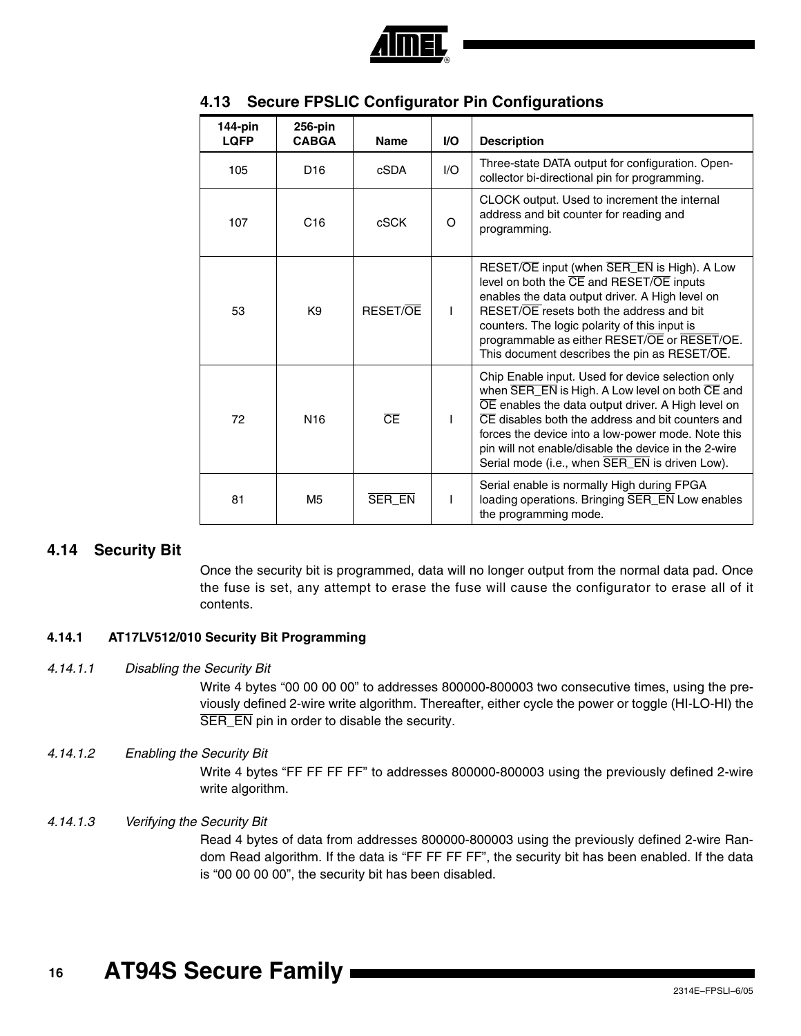## 4.13 Secure FPSLIC Configurator Pin Configurations

| 144-pin LQFP | 256-pin CABGA | Name | I/O | Description |
|---|---|---|---|---|
| 105 | D16 | cSDA | I/O | Three-state DATA output for configuration. Open-collector bi-directional pin for programming. |
| 107 | C16 | cSCK | O | CLOCK output. Used to increment the internal address and bit counter for reading and programming. |
| 53 | K9 | RESET/$\overline{\text{OE}}$ | I | RESET/$\overline{\text{OE}}$ input (when $\overline{\text{SER\_EN}}$ is High). A Low level on both the $\overline{\text{CE}}$ and RESET/$\overline{\text{OE}}$ inputs enables the data output driver. A High level on RESET/$\overline{\text{OE}}$ resets both the address and bit counters. The logic polarity of this input is programmable as either RESET/$\overline{\text{OE}}$ or $\overline{\text{RESET}}$/OE. This document describes the pin as RESET/$\overline{\text{OE}}$. |
| 72 | N16 | $\overline{\text{CE}}$ | I | Chip Enable input. Used for device selection only when $\overline{\text{SER\_EN}}$ is High. A Low level on both $\overline{\text{CE}}$ and $\overline{\text{OE}}$ enables the data output driver. A High level on $\overline{\text{CE}}$ disables both the address and bit counters and forces the device into a low-power mode. Note this pin will not enable/disable the device in the 2-wire Serial mode (i.e., when $\overline{\text{SER\_EN}}$ is driven Low). |
| 81 | M5 | $\overline{\text{SER\_EN}}$ | I | Serial enable is normally High during FPGA loading operations. Bringing $\overline{\text{SER\_EN}}$ Low enables the programming mode. |

## 4.14 Security Bit

Once the security bit is programmed, data will no longer output from the normal data pad. Once the fuse is set, any attempt to erase the fuse will cause the configurator to erase all of it contents.

### 4.14.1 AT17LV512/010 Security Bit Programming

#### *4.14.1.1 Disabling the Security Bit*

Write 4 bytes "00 00 00 00" to addresses 800000-800003 two consecutive times, using the previously defined 2-wire write algorithm. Thereafter, either cycle the power or toggle (HI-LO-HI) the $\overline{\text{SER\_EN}}$ pin in order to disable the security.

#### *4.14.1.2 Enabling the Security Bit*

Write 4 bytes "FF FF FF FF" to addresses 800000-800003 using the previously defined 2-wire write algorithm.

#### *4.14.1.3 Verifying the Security Bit*

Read 4 bytes of data from addresses 800000-800003 using the previously defined 2-wire Random Read algorithm. If the data is "FF FF FF FF", the security bit has been enabled. If the data is "00 00 00 00", the security bit has been disabled.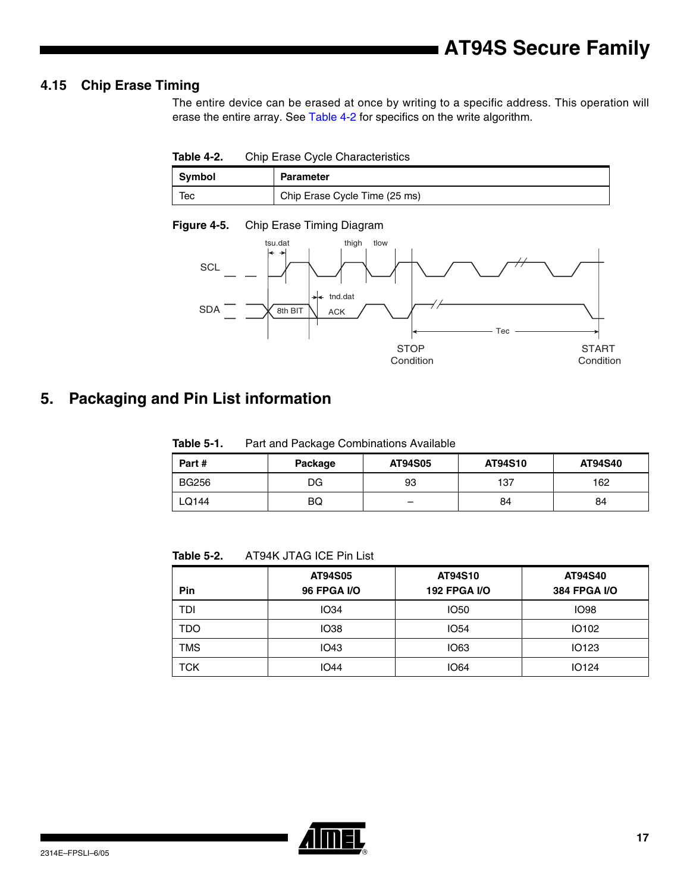### 4.15 Chip Erase Timing

The entire device can be erased at once by writing to a specific address. This operation will erase the entire array. See Table 4-2 for specifics on the write algorithm.

**Table 4-2.** Chip Erase Cycle Characteristics

| Symbol | Parameter |
|---|---|
| Tec | Chip Erase Cycle Time (25 ms) |

**Figure 4-5.** Chip Erase Timing Diagram

## 5. Packaging and Pin List information

**Table 5-1.** Part and Package Combinations Available

| Part # | Package | AT94S05 | AT94S10 | AT94S40 |
|---|---|---|---|---|
| BG256 | DG | 93 | 137 | 162 |
| LQ144 | BQ | – | 84 | 84 |

**Table 5-2.** AT94K JTAG ICE Pin List

| Pin | AT94S05 96 FPGA I/O | AT94S10 192 FPGA I/O | AT94S40 384 FPGA I/O |
|---|---|---|---|
| TDI | IO34 | IO50 | IO98 |
| TDO | IO38 | IO54 | IO102 |
| TMS | IO43 | IO63 | IO123 |
| TCK | IO44 | IO64 | IO124 |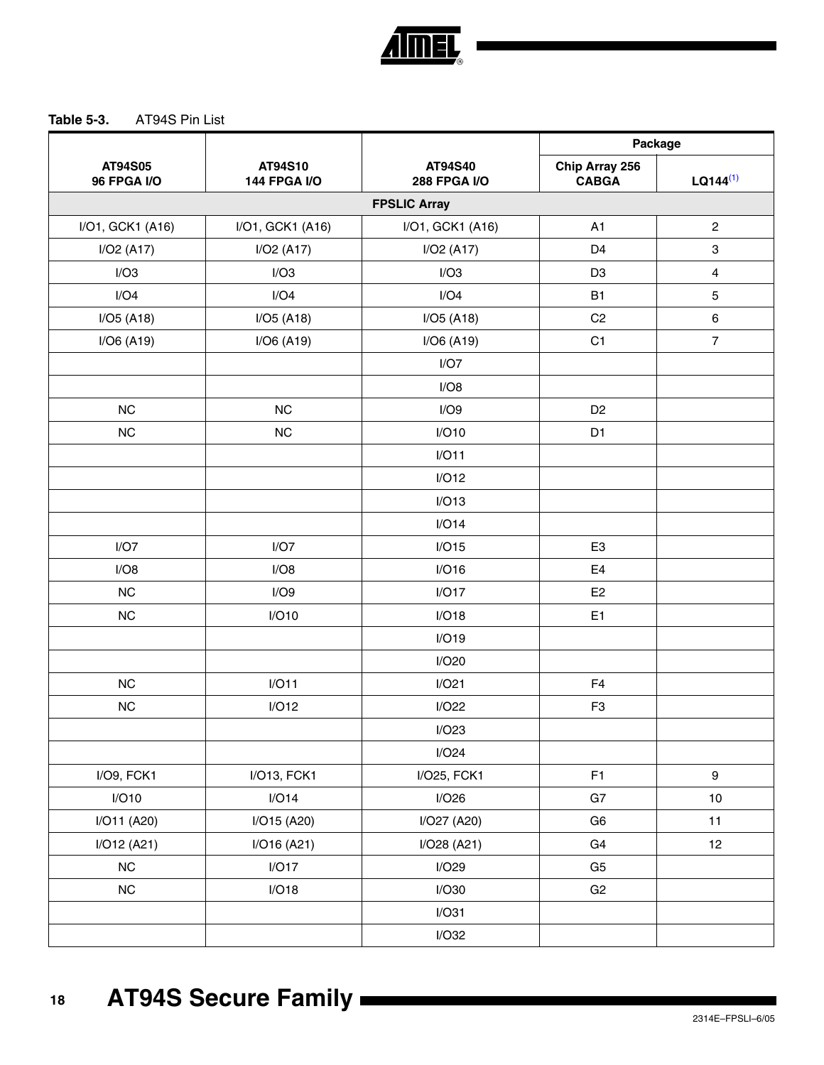**Table 5-3.** AT94S Pin List

| AT94S05 96 FPGA I/O | AT94S10 144 FPGA I/O | AT94S40 288 FPGA I/O | Package | |
|---|---|---|---|---|
| | | | Chip Array 256 CABGA | LQ144[(1)] |
| | | FPSLIC Array | | |
| I/O1, GCK1 (A16) | I/O1, GCK1 (A16) | I/O1, GCK1 (A16) | A1 | 2 |
| I/O2 (A17) | I/O2 (A17) | I/O2 (A17) | D4 | 3 |
| I/O3 | I/O3 | I/O3 | D3 | 4 |
| I/O4 | I/O4 | I/O4 | B1 | 5 |
| I/O5 (A18) | I/O5 (A18) | I/O5 (A18) | C2 | 6 |
| I/O6 (A19) | I/O6 (A19) | I/O6 (A19) | C1 | 7 |
| | | I/O7 | | |
| | | I/O8 | | |
| NC | NC | I/O9 | D2 | |
| NC | NC | I/O10 | D1 | |
| | | I/O11 | | |
| | | I/O12 | | |
| | | I/O13 | | |
| | | I/O14 | | |
| I/O7 | I/O7 | I/O15 | E3 | |
| I/O8 | I/O8 | I/O16 | E4 | |
| NC | I/O9 | I/O17 | E2 | |
| NC | I/O10 | I/O18 | E1 | |
| | | I/O19 | | |
| | | I/O20 | | |
| NC | I/O11 | I/O21 | F4 | |
| NC | I/O12 | I/O22 | F3 | |
| | | I/O23 | | |
| | | I/O24 | | |
| I/O9, FCK1 | I/O13, FCK1 | I/O25, FCK1 | F1 | 9 |
| I/O10 | I/O14 | I/O26 | G7 | 10 |
| I/O11 (A20) | I/O15 (A20) | I/O27 (A20) | G6 | 11 |
| I/O12 (A21) | I/O16 (A21) | I/O28 (A21) | G4 | 12 |
| NC | I/O17 | I/O29 | G5 | |
| NC | I/O18 | I/O30 | G2 | |
| | | I/O31 | | |
| | | I/O32 | | |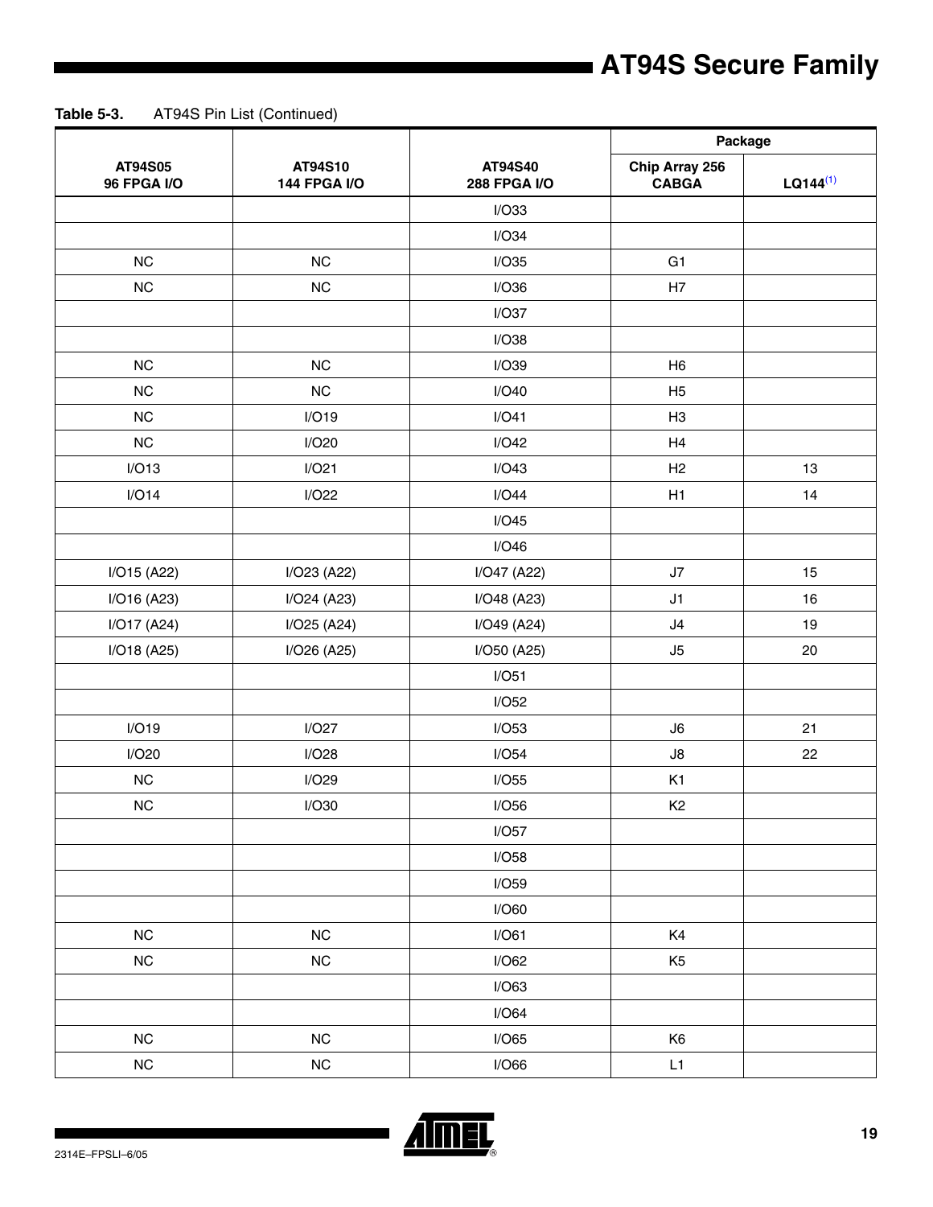**Table 5-3.** AT94S Pin List (Continued)

| AT94S05 96 FPGA I/O | AT94S10 144 FPGA I/O | AT94S40 288 FPGA I/O | Package | |
|---|---|---|---|---|
| | | | Chip Array 256 CABGA | LQ144[(1)] |
| | | I/O33 | | |
| | | I/O34 | | |
| NC | NC | I/O35 | G1 | |
| NC | NC | I/O36 | H7 | |
| | | I/O37 | | |
| | | I/O38 | | |
| NC | NC | I/O39 | H6 | |
| NC | NC | I/O40 | H5 | |
| NC | I/O19 | I/O41 | H3 | |
| NC | I/O20 | I/O42 | H4 | |
| I/O13 | I/O21 | I/O43 | H2 | 13 |
| I/O14 | I/O22 | I/O44 | H1 | 14 |
| | | I/O45 | | |
| | | I/O46 | | |
| I/O15 (A22) | I/O23 (A22) | I/O47 (A22) | J7 | 15 |
| I/O16 (A23) | I/O24 (A23) | I/O48 (A23) | J1 | 16 |
| I/O17 (A24) | I/O25 (A24) | I/O49 (A24) | J4 | 19 |
| I/O18 (A25) | I/O26 (A25) | I/O50 (A25) | J5 | 20 |
| | | I/O51 | | |
| | | I/O52 | | |
| I/O19 | I/O27 | I/O53 | J6 | 21 |
| I/O20 | I/O28 | I/O54 | J8 | 22 |
| NC | I/O29 | I/O55 | K1 | |
| NC | I/O30 | I/O56 | K2 | |
| | | I/O57 | | |
| | | I/O58 | | |
| | | I/O59 | | |
| | | I/O60 | | |
| NC | NC | I/O61 | K4 | |
| NC | NC | I/O62 | K5 | |
| | | I/O63 | | |
| | | I/O64 | | |
| NC | NC | I/O65 | K6 | |
| NC | NC | I/O66 | L1 | |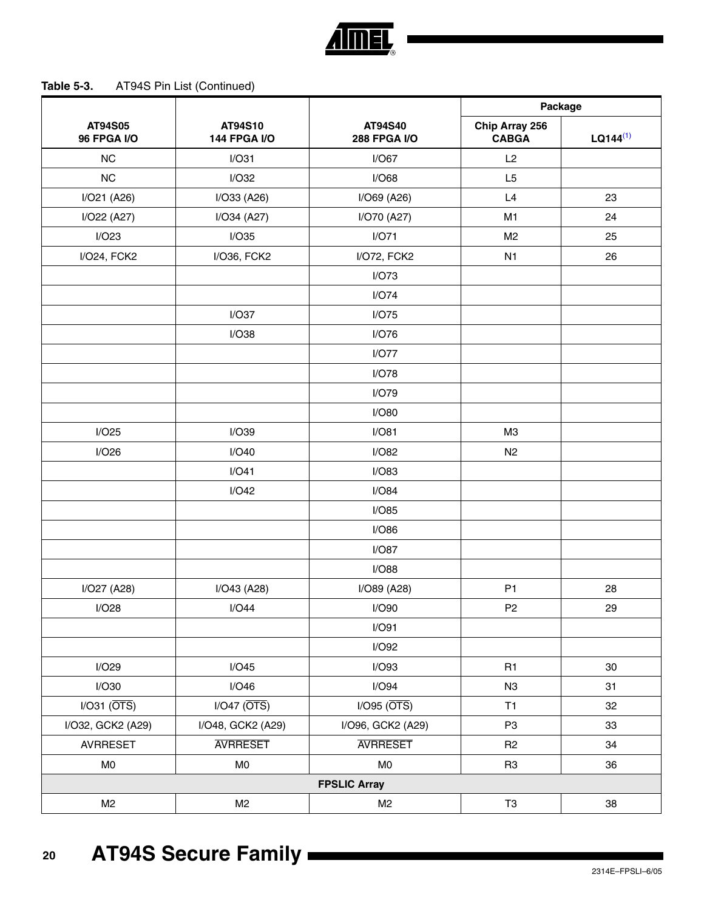**Table 5-3.** AT94S Pin List (Continued)

| AT94S05 96 FPGA I/O | AT94S10 144 FPGA I/O | AT94S40 288 FPGA I/O | Package | |
|---|---|---|---|---|
| | | | Chip Array 256 CABGA | LQ144[(1)] |
| NC | I/O31 | I/O67 | L2 | |
| NC | I/O32 | I/O68 | L5 | |
| I/O21 (A26) | I/O33 (A26) | I/O69 (A26) | L4 | 23 |
| I/O22 (A27) | I/O34 (A27) | I/O70 (A27) | M1 | 24 |
| I/O23 | I/O35 | I/O71 | M2 | 25 |
| I/O24, FCK2 | I/O36, FCK2 | I/O72, FCK2 | N1 | 26 |
| | | I/O73 | | |
| | | I/O74 | | |
| | I/O37 | I/O75 | | |
| | I/O38 | I/O76 | | |
| | | I/O77 | | |
| | | I/O78 | | |
| | | I/O79 | | |
| | | I/O80 | | |
| I/O25 | I/O39 | I/O81 | M3 | |
| I/O26 | I/O40 | I/O82 | N2 | |
| | I/O41 | I/O83 | | |
| | I/O42 | I/O84 | | |
| | | I/O85 | | |
| | | I/O86 | | |
| | | I/O87 | | |
| | | I/O88 | | |
| I/O27 (A28) | I/O43 (A28) | I/O89 (A28) | P1 | 28 |
| I/O28 | I/O44 | I/O90 | P2 | 29 |
| | | I/O91 | | |
| | | I/O92 | | |
| I/O29 | I/O45 | I/O93 | R1 | 30 |
| I/O30 | I/O46 | I/O94 | N3 | 31 |
| I/O31 ($\overline{\text{OTS}}$) | I/O47 ($\overline{\text{OTS}}$) | I/O95 ($\overline{\text{OTS}}$) | T1 | 32 |
| I/O32, GCK2 (A29) | I/O48, GCK2 (A29) | I/O96, GCK2 (A29) | P3 | 33 |
| AVRRESET | $\overline{\text{AVRRESET}}$ | $\overline{\text{AVRRESET}}$ | R2 | 34 |
| M0 | M0 | M0 | R3 | 36 |
| **FPSLIC Array** | | | | |
| M2 | M2 | M2 | T3 | 38 |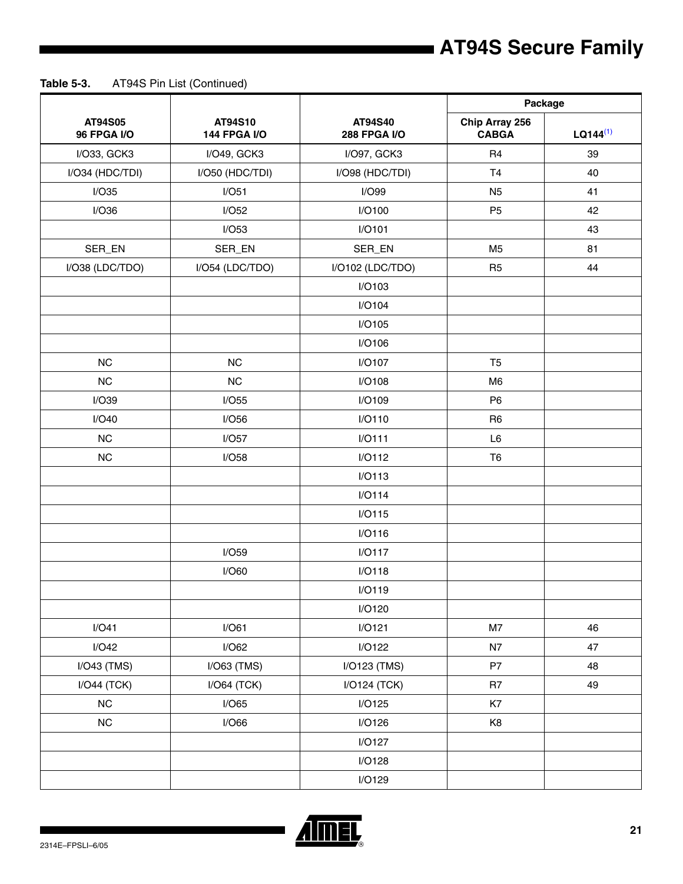**Table 5-3.** AT94S Pin List (Continued)

| AT94S05 96 FPGA I/O | AT94S10 144 FPGA I/O | AT94S40 288 FPGA I/O | Package | |
|---|---|---|---|---|
| | | | Chip Array 256 CABGA | LQ144[(1)] |
| I/O33, GCK3 | I/O49, GCK3 | I/O97, GCK3 | R4 | 39 |
| I/O34 (HDC/TDI) | I/O50 (HDC/TDI) | I/O98 (HDC/TDI) | T4 | 40 |
| I/O35 | I/O51 | I/O99 | N5 | 41 |
| I/O36 | I/O52 | I/O100 | P5 | 42 |
| | I/O53 | I/O101 | | 43 |
| SER_EN | SER_EN | SER_EN | M5 | 81 |
| I/O38 (LDC/TDO) | I/O54 (LDC/TDO) | I/O102 (LDC/TDO) | R5 | 44 |
| | | I/O103 | | |
| | | I/O104 | | |
| | | I/O105 | | |
| | | I/O106 | | |
| NC | NC | I/O107 | T5 | |
| NC | NC | I/O108 | M6 | |
| I/O39 | I/O55 | I/O109 | P6 | |
| I/O40 | I/O56 | I/O110 | R6 | |
| NC | I/O57 | I/O111 | L6 | |
| NC | I/O58 | I/O112 | T6 | |
| | | I/O113 | | |
| | | I/O114 | | |
| | | I/O115 | | |
| | | I/O116 | | |
| | I/O59 | I/O117 | | |
| | I/O60 | I/O118 | | |
| | | I/O119 | | |
| | | I/O120 | | |
| I/O41 | I/O61 | I/O121 | M7 | 46 |
| I/O42 | I/O62 | I/O122 | N7 | 47 |
| I/O43 (TMS) | I/O63 (TMS) | I/O123 (TMS) | P7 | 48 |
| I/O44 (TCK) | I/O64 (TCK) | I/O124 (TCK) | R7 | 49 |
| NC | I/O65 | I/O125 | K7 | |
| NC | I/O66 | I/O126 | K8 | |
| | | I/O127 | | |
| | | I/O128 | | |
| | | I/O129 | | |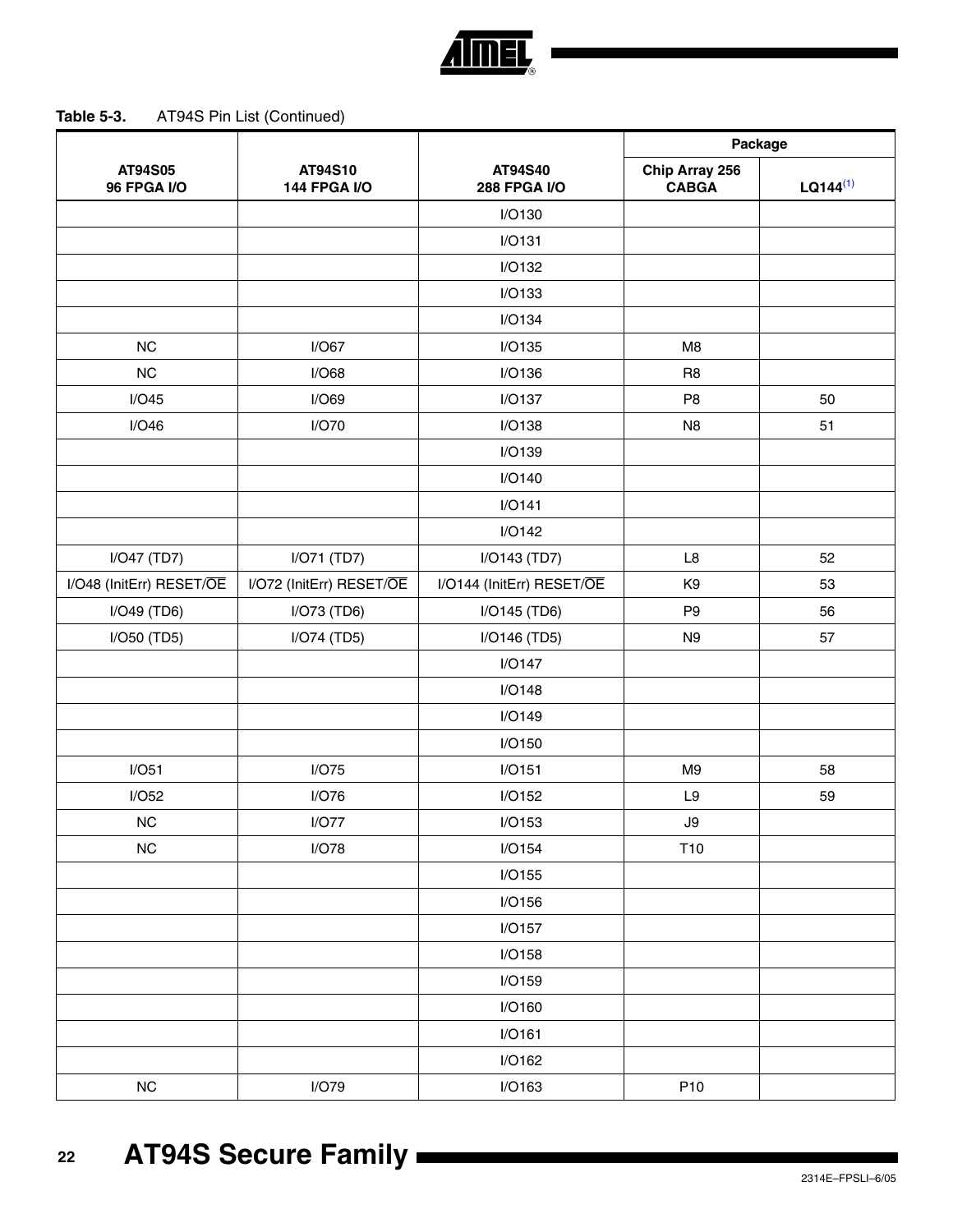**Table 5-3.** AT94S Pin List (Continued)

| AT94S05 96 FPGA I/O | AT94S10 144 FPGA I/O | AT94S40 288 FPGA I/O | Package | |
|---|---|---|---|---|
| | | | Chip Array 256 CABGA | LQ144[(1)] |
| | | I/O130 | | |
| | | I/O131 | | |
| | | I/O132 | | |
| | | I/O133 | | |
| | | I/O134 | | |
| NC | I/O67 | I/O135 | M8 | |
| NC | I/O68 | I/O136 | R8 | |
| I/O45 | I/O69 | I/O137 | P8 | 50 |
| I/O46 | I/O70 | I/O138 | N8 | 51 |
| | | I/O139 | | |
| | | I/O140 | | |
| | | I/O141 | | |
| | | I/O142 | | |
| I/O47 (TD7) | I/O71 (TD7) | I/O143 (TD7) | L8 | 52 |
| I/O48 (InitErr) RESET/$\overline{\text{OE}}$ | I/O72 (InitErr) RESET/$\overline{\text{OE}}$ | I/O144 (InitErr) RESET/$\overline{\text{OE}}$ | K9 | 53 |
| I/O49 (TD6) | I/O73 (TD6) | I/O145 (TD6) | P9 | 56 |
| I/O50 (TD5) | I/O74 (TD5) | I/O146 (TD5) | N9 | 57 |
| | | I/O147 | | |
| | | I/O148 | | |
| | | I/O149 | | |
| | | I/O150 | | |
| I/O51 | I/O75 | I/O151 | M9 | 58 |
| I/O52 | I/O76 | I/O152 | L9 | 59 |
| NC | I/O77 | I/O153 | J9 | |
| NC | I/O78 | I/O154 | T10 | |
| | | I/O155 | | |
| | | I/O156 | | |
| | | I/O157 | | |
| | | I/O158 | | |
| | | I/O159 | | |
| | | I/O160 | | |
| | | I/O161 | | |
| | | I/O162 | | |
| NC | I/O79 | I/O163 | P10 | |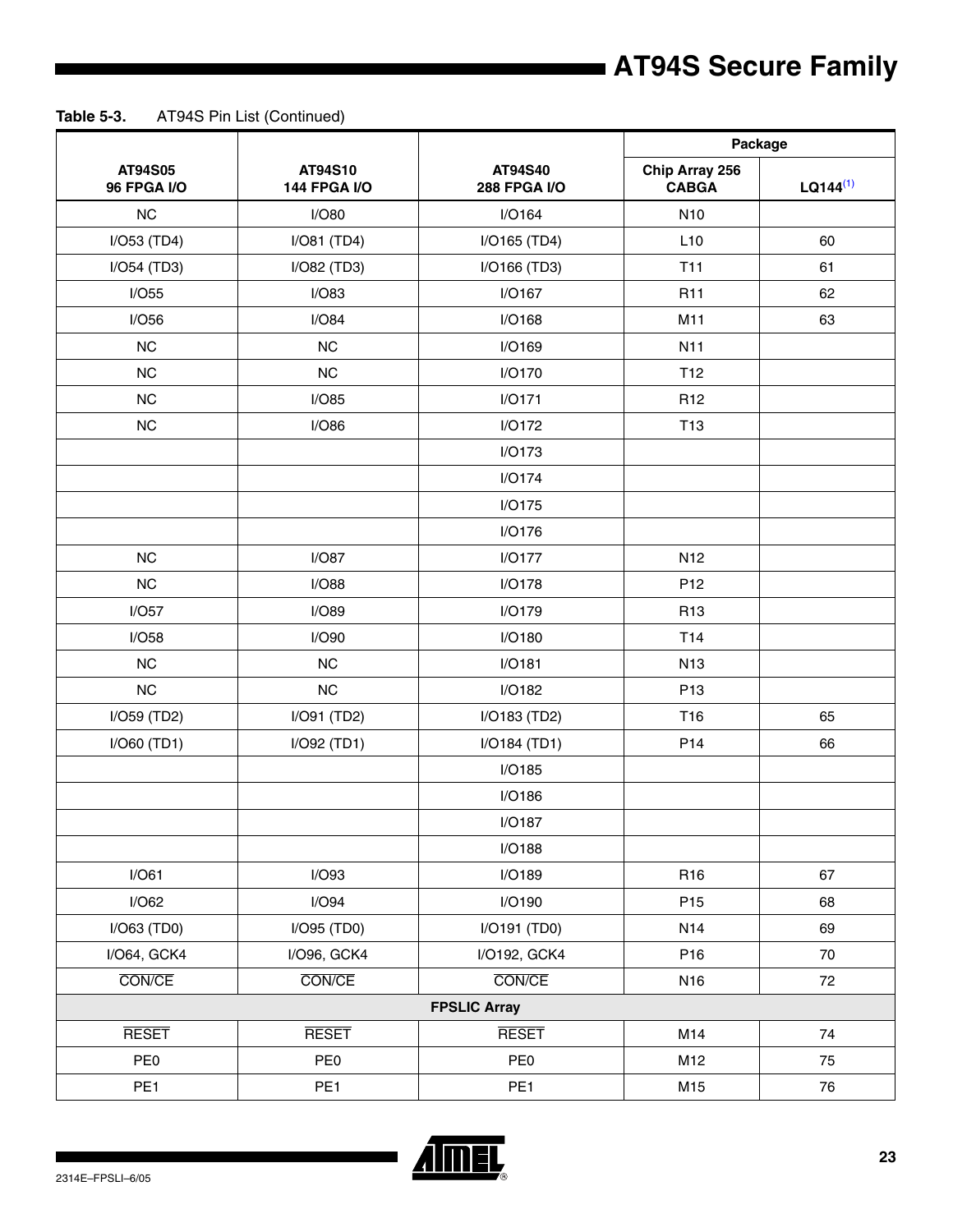**Table 5-3.** AT94S Pin List (Continued)

| AT94S05 96 FPGA I/O | AT94S10 144 FPGA I/O | AT94S40 288 FPGA I/O | Package | |
|---|---|---|---|---|
| | | | Chip Array 256 CABGA | LQ144[(1)] |
| NC | I/O80 | I/O164 | N10 | |
| I/O53 (TD4) | I/O81 (TD4) | I/O165 (TD4) | L10 | 60 |
| I/O54 (TD3) | I/O82 (TD3) | I/O166 (TD3) | T11 | 61 |
| I/O55 | I/O83 | I/O167 | R11 | 62 |
| I/O56 | I/O84 | I/O168 | M11 | 63 |
| NC | NC | I/O169 | N11 | |
| NC | NC | I/O170 | T12 | |
| NC | I/O85 | I/O171 | R12 | |
| NC | I/O86 | I/O172 | T13 | |
| | | I/O173 | | |
| | | I/O174 | | |
| | | I/O175 | | |
| | | I/O176 | | |
| NC | I/O87 | I/O177 | N12 | |
| NC | I/O88 | I/O178 | P12 | |
| I/O57 | I/O89 | I/O179 | R13 | |
| I/O58 | I/O90 | I/O180 | T14 | |
| NC | NC | I/O181 | N13 | |
| NC | NC | I/O182 | P13 | |
| I/O59 (TD2) | I/O91 (TD2) | I/O183 (TD2) | T16 | 65 |
| I/O60 (TD1) | I/O92 (TD1) | I/O184 (TD1) | P14 | 66 |
| | | I/O185 | | |
| | | I/O186 | | |
| | | I/O187 | | |
| | | I/O188 | | |
| I/O61 | I/O93 | I/O189 | R16 | 67 |
| I/O62 | I/O94 | I/O190 | P15 | 68 |
| I/O63 (TD0) | I/O95 (TD0) | I/O191 (TD0) | N14 | 69 |
| I/O64, GCK4 | I/O96, GCK4 | I/O192, GCK4 | P16 | 70 |
| $\overline{\text{CON}}$/$\overline{\text{CE}}$ | $\overline{\text{CON}}$/$\overline{\text{CE}}$ | $\overline{\text{CON}}$/$\overline{\text{CE}}$ | N16 | 72 |
| **FPSLIC Array** | | | | |
| $\overline{\text{RESET}}$ | $\overline{\text{RESET}}$ | $\overline{\text{RESET}}$ | M14 | 74 |
| PE0 | PE0 | PE0 | M12 | 75 |
| PE1 | PE1 | PE1 | M15 | 76 |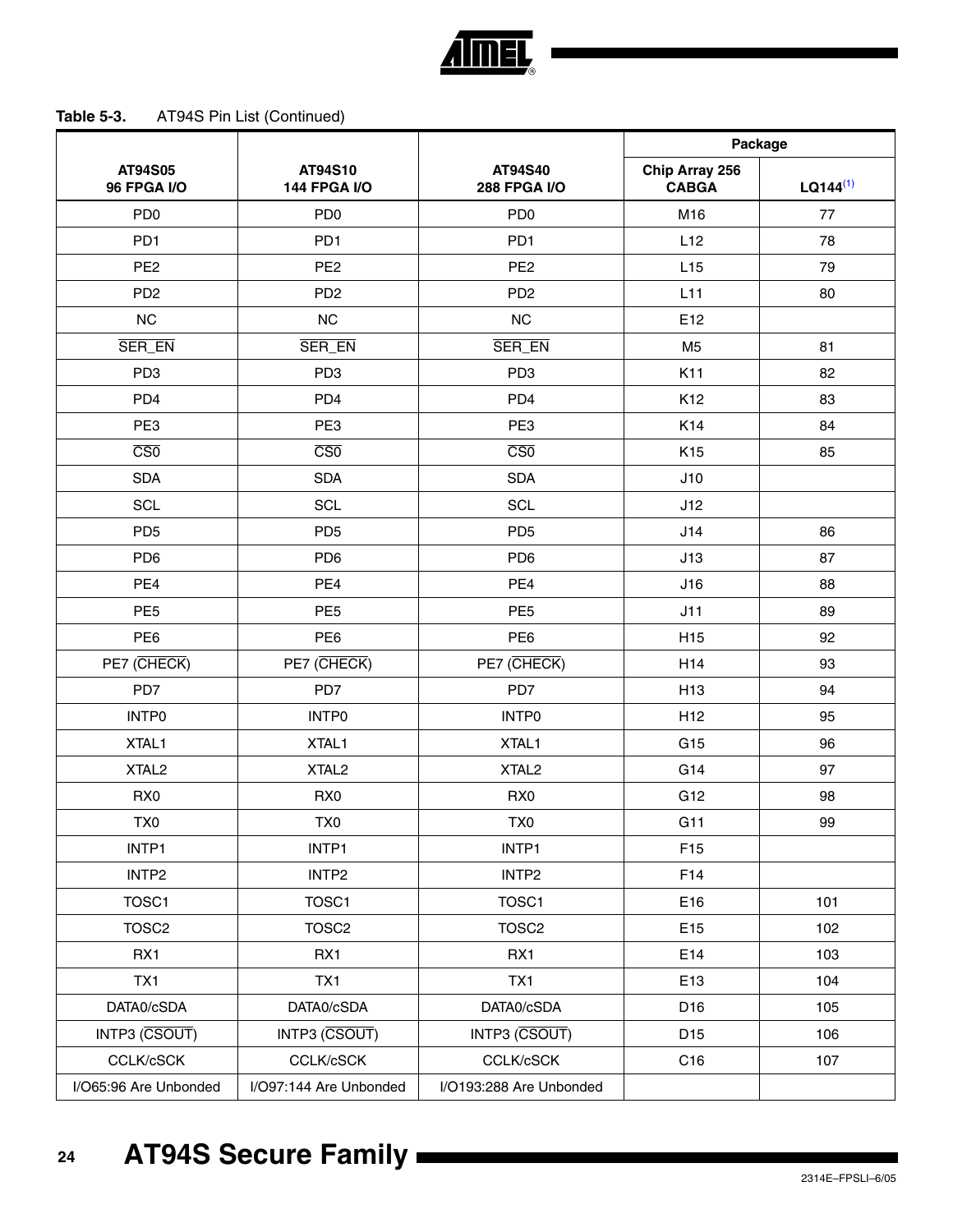**Table 5-3.** AT94S Pin List (Continued)

| AT94S05 96 FPGA I/O | AT94S10 144 FPGA I/O | AT94S40 288 FPGA I/O | Package | |
|---|---|---|---|---|
| | | | Chip Array 256 CABGA | LQ144[(1)] |
| PD0 | PD0 | PD0 | M16 | 77 |
| PD1 | PD1 | PD1 | L12 | 78 |
| PE2 | PE2 | PE2 | L15 | 79 |
| PD2 | PD2 | PD2 | L11 | 80 |
| NC | NC | NC | E12 | |
| $\overline{\text{SER\_EN}}$ | $\overline{\text{SER\_EN}}$ | $\overline{\text{SER\_EN}}$ | M5 | 81 |
| PD3 | PD3 | PD3 | K11 | 82 |
| PD4 | PD4 | PD4 | K12 | 83 |
| PE3 | PE3 | PE3 | K14 | 84 |
| $\overline{\text{CS0}}$ | $\overline{\text{CS0}}$ | $\overline{\text{CS0}}$ | K15 | 85 |
| SDA | SDA | SDA | J10 | |
| SCL | SCL | SCL | J12 | |
| PD5 | PD5 | PD5 | J14 | 86 |
| PD6 | PD6 | PD6 | J13 | 87 |
| PE4 | PE4 | PE4 | J16 | 88 |
| PE5 | PE5 | PE5 | J11 | 89 |
| PE6 | PE6 | PE6 | H15 | 92 |
| PE7 ($\overline{\text{CHECK}}$) | PE7 ($\overline{\text{CHECK}}$) | PE7 ($\overline{\text{CHECK}}$) | H14 | 93 |
| PD7 | PD7 | PD7 | H13 | 94 |
| INTP0 | INTP0 | INTP0 | H12 | 95 |
| XTAL1 | XTAL1 | XTAL1 | G15 | 96 |
| XTAL2 | XTAL2 | XTAL2 | G14 | 97 |
| RX0 | RX0 | RX0 | G12 | 98 |
| TX0 | TX0 | TX0 | G11 | 99 |
| INTP1 | INTP1 | INTP1 | F15 | |
| INTP2 | INTP2 | INTP2 | F14 | |
| TOSC1 | TOSC1 | TOSC1 | E16 | 101 |
| TOSC2 | TOSC2 | TOSC2 | E15 | 102 |
| RX1 | RX1 | RX1 | E14 | 103 |
| TX1 | TX1 | TX1 | E13 | 104 |
| DATA0/cSDA | DATA0/cSDA | DATA0/cSDA | D16 | 105 |
| INTP3 ($\overline{\text{CSOUT}}$) | INTP3 ($\overline{\text{CSOUT}}$) | INTP3 ($\overline{\text{CSOUT}}$) | D15 | 106 |
| CCLK/cSCK | CCLK/cSCK | CCLK/cSCK | C16 | 107 |
| I/O65:96 Are Unbonded | I/O97:144 Are Unbonded | I/O193:288 Are Unbonded | | |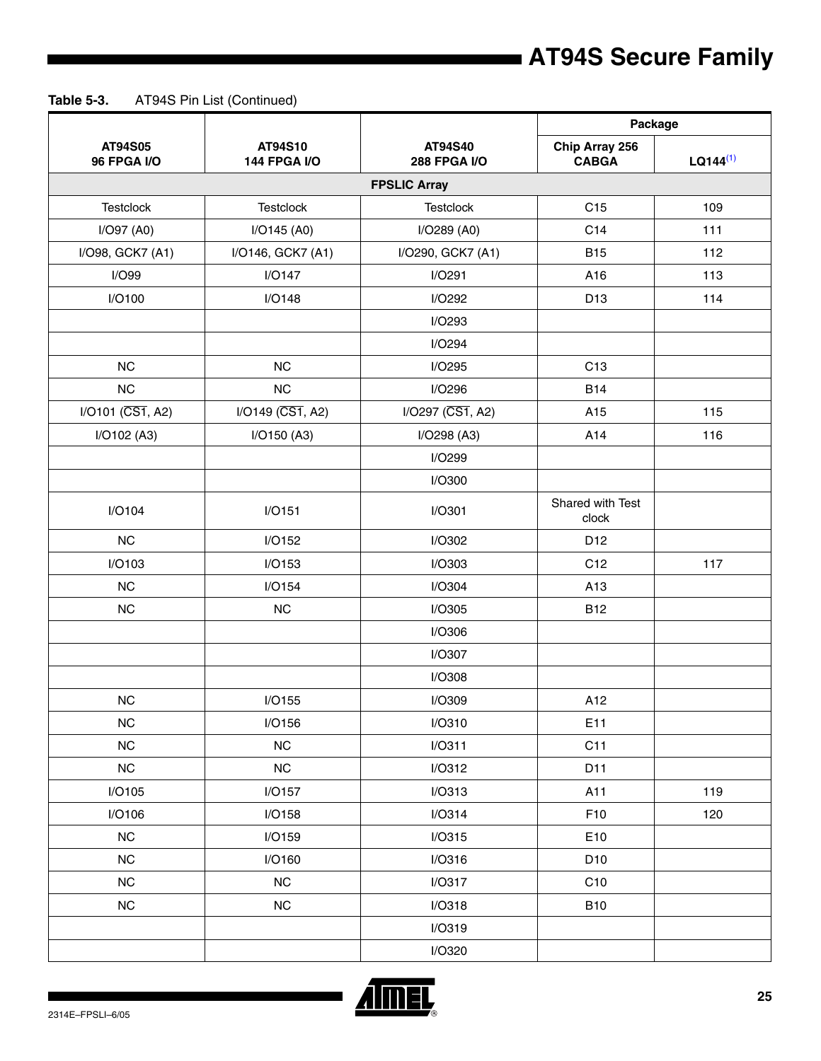**Table 5-3.** AT94S Pin List (Continued)

| AT94S05 96 FPGA I/O | AT94S10 144 FPGA I/O | AT94S40 288 FPGA I/O | Package | |
|---|---|---|---|---|
| | | | Chip Array 256 CABGA | LQ144[(1)] |
| | | FPSLIC Array | | |
| Testclock | Testclock | Testclock | C15 | 109 |
| I/O97 (A0) | I/O145 (A0) | I/O289 (A0) | C14 | 111 |
| I/O98, GCK7 (A1) | I/O146, GCK7 (A1) | I/O290, GCK7 (A1) | B15 | 112 |
| I/O99 | I/O147 | I/O291 | A16 | 113 |
| I/O100 | I/O148 | I/O292 | D13 | 114 |
| | | I/O293 | | |
| | | I/O294 | | |
| NC | NC | I/O295 | C13 | |
| NC | NC | I/O296 | B14 | |
| I/O101 ($\overline{CS1}$, A2) | I/O149 ($\overline{CS1}$, A2) | I/O297 ($\overline{CS1}$, A2) | A15 | 115 |
| I/O102 (A3) | I/O150 (A3) | I/O298 (A3) | A14 | 116 |
| | | I/O299 | | |
| | | I/O300 | | |
| I/O104 | I/O151 | I/O301 | Shared with Test clock | |
| NC | I/O152 | I/O302 | D12 | |
| I/O103 | I/O153 | I/O303 | C12 | 117 |
| NC | I/O154 | I/O304 | A13 | |
| NC | NC | I/O305 | B12 | |
| | | I/O306 | | |
| | | I/O307 | | |
| | | I/O308 | | |
| NC | I/O155 | I/O309 | A12 | |
| NC | I/O156 | I/O310 | E11 | |
| NC | NC | I/O311 | C11 | |
| NC | NC | I/O312 | D11 | |
| I/O105 | I/O157 | I/O313 | A11 | 119 |
| I/O106 | I/O158 | I/O314 | F10 | 120 |
| NC | I/O159 | I/O315 | E10 | |
| NC | I/O160 | I/O316 | D10 | |
| NC | NC | I/O317 | C10 | |
| NC | NC | I/O318 | B10 | |
| | | I/O319 | | |
| | | I/O320 | | |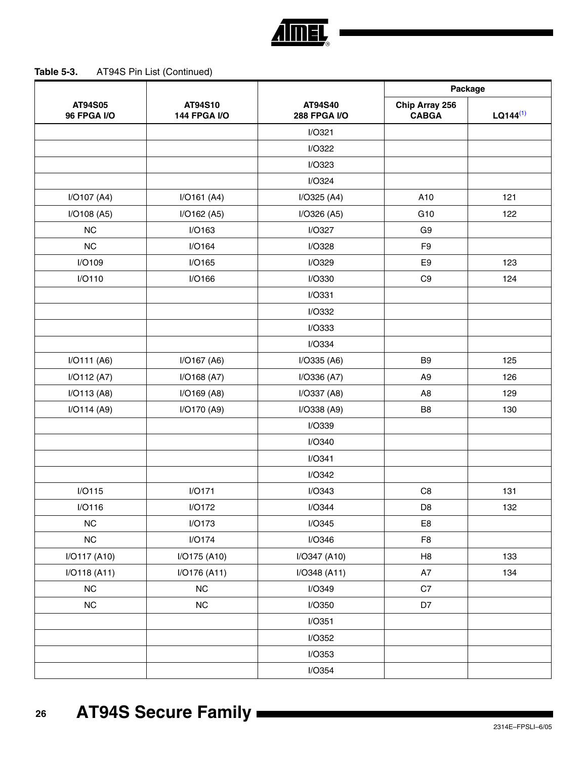**Table 5-3.** AT94S Pin List (Continued)

| AT94S05 96 FPGA I/O | AT94S10 144 FPGA I/O | AT94S40 288 FPGA I/O | Package | |
|---|---|---|---|---|
| | | | Chip Array 256 CABGA | LQ144[(1)] |
| | | I/O321 | | |
| | | I/O322 | | |
| | | I/O323 | | |
| | | I/O324 | | |
| I/O107 (A4) | I/O161 (A4) | I/O325 (A4) | A10 | 121 |
| I/O108 (A5) | I/O162 (A5) | I/O326 (A5) | G10 | 122 |
| NC | I/O163 | I/O327 | G9 | |
| NC | I/O164 | I/O328 | F9 | |
| I/O109 | I/O165 | I/O329 | E9 | 123 |
| I/O110 | I/O166 | I/O330 | C9 | 124 |
| | | I/O331 | | |
| | | I/O332 | | |
| | | I/O333 | | |
| | | I/O334 | | |
| I/O111 (A6) | I/O167 (A6) | I/O335 (A6) | B9 | 125 |
| I/O112 (A7) | I/O168 (A7) | I/O336 (A7) | A9 | 126 |
| I/O113 (A8) | I/O169 (A8) | I/O337 (A8) | A8 | 129 |
| I/O114 (A9) | I/O170 (A9) | I/O338 (A9) | B8 | 130 |
| | | I/O339 | | |
| | | I/O340 | | |
| | | I/O341 | | |
| | | I/O342 | | |
| I/O115 | I/O171 | I/O343 | C8 | 131 |
| I/O116 | I/O172 | I/O344 | D8 | 132 |
| NC | I/O173 | I/O345 | E8 | |
| NC | I/O174 | I/O346 | F8 | |
| I/O117 (A10) | I/O175 (A10) | I/O347 (A10) | H8 | 133 |
| I/O118 (A11) | I/O176 (A11) | I/O348 (A11) | A7 | 134 |
| NC | NC | I/O349 | C7 | |
| NC | NC | I/O350 | D7 | |
| | | I/O351 | | |
| | | I/O352 | | |
| | | I/O353 | | |
| | | I/O354 | | |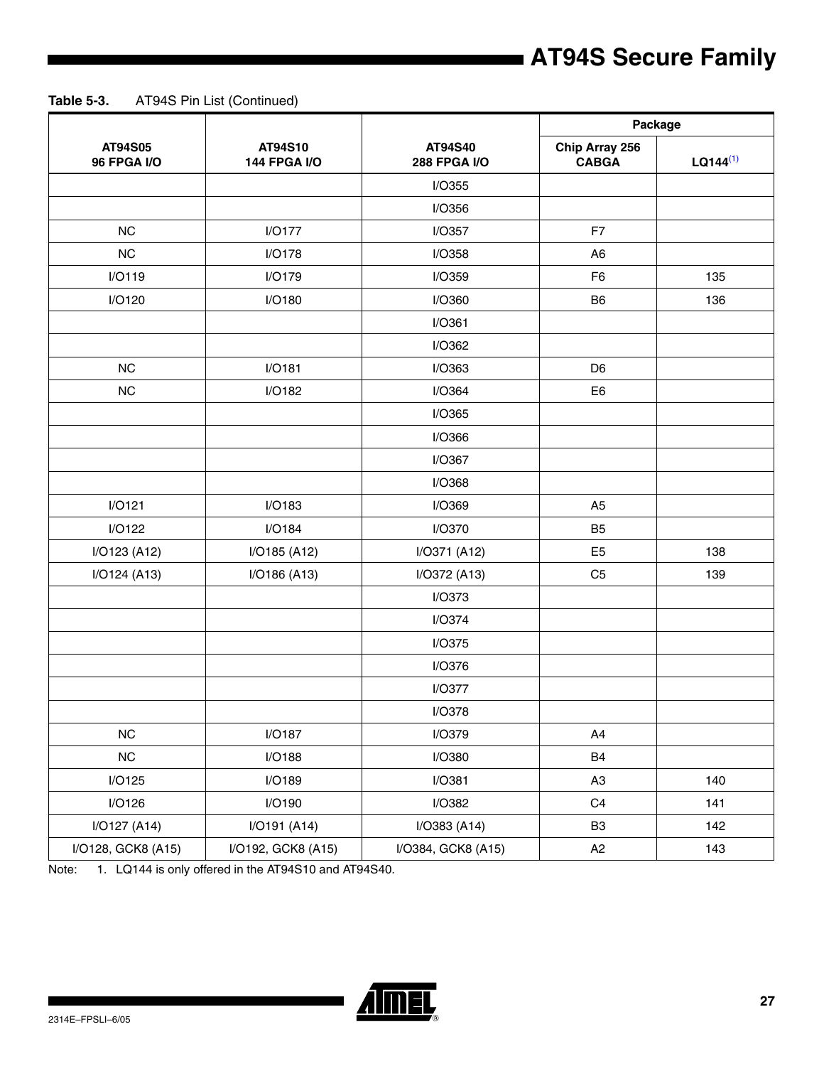**Table 5-3.** AT94S Pin List (Continued)

| AT94S05 96 FPGA I/O | AT94S10 144 FPGA I/O | AT94S40 288 FPGA I/O | Package | |
|---|---|---|---|---|
| | | | Chip Array 256 CABGA | LQ144[(1)] |
| | | I/O355 | | |
| | | I/O356 | | |
| NC | I/O177 | I/O357 | F7 | |
| NC | I/O178 | I/O358 | A6 | |
| I/O119 | I/O179 | I/O359 | F6 | 135 |
| I/O120 | I/O180 | I/O360 | B6 | 136 |
| | | I/O361 | | |
| | | I/O362 | | |
| NC | I/O181 | I/O363 | D6 | |
| NC | I/O182 | I/O364 | E6 | |
| | | I/O365 | | |
| | | I/O366 | | |
| | | I/O367 | | |
| | | I/O368 | | |
| I/O121 | I/O183 | I/O369 | A5 | |
| I/O122 | I/O184 | I/O370 | B5 | |
| I/O123 (A12) | I/O185 (A12) | I/O371 (A12) | E5 | 138 |
| I/O124 (A13) | I/O186 (A13) | I/O372 (A13) | C5 | 139 |
| | | I/O373 | | |
| | | I/O374 | | |
| | | I/O375 | | |
| | | I/O376 | | |
| | | I/O377 | | |
| | | I/O378 | | |
| NC | I/O187 | I/O379 | A4 | |
| NC | I/O188 | I/O380 | B4 | |
| I/O125 | I/O189 | I/O381 | A3 | 140 |
| I/O126 | I/O190 | I/O382 | C4 | 141 |
| I/O127 (A14) | I/O191 (A14) | I/O383 (A14) | B3 | 142 |
| I/O128, GCK8 (A15) | I/O192, GCK8 (A15) | I/O384, GCK8 (A15) | A2 | 143 |

Note: 1. LQ144 is only offered in the AT94S10 and AT94S40.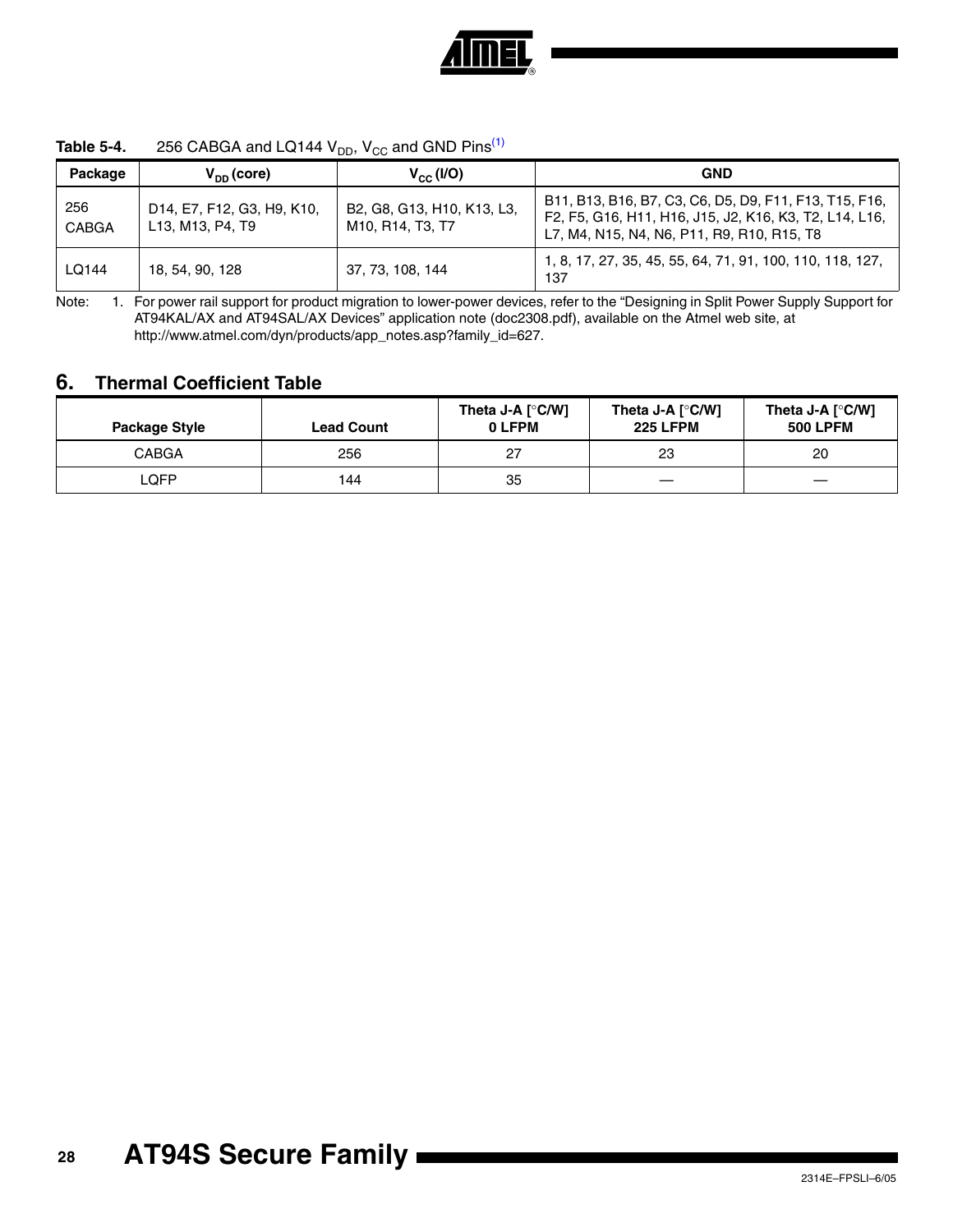**Table 5-4.** 256 CABGA and LQ144 $V_{DD}$, $V_{CC}$ and GND Pins[(1)]

| Package | $V_{DD}$ (core) | $V_{CC}$ (I/O) | GND |
|---|---|---|---|
| 256 CABGA | D14, E7, F12, G3, H9, K10, L13, M13, P4, T9 | B2, G8, G13, H10, K13, L3, M10, R14, T3, T7 | B11, B13, B16, B7, C3, C6, D5, D9, F11, F13, T15, F16, F2, F5, G16, H11, H16, J15, J2, K16, K3, T2, L14, L16, L7, M4, N15, N4, N6, P11, R9, R10, R15, T8 |
| LQ144 | 18, 54, 90, 128 | 37, 73, 108, 144 | 1, 8, 17, 27, 35, 45, 55, 64, 71, 91, 100, 110, 118, 127, 137 |

Note: 1. For power rail support for product migration to lower-power devices, refer to the "Designing in Split Power Supply Support for AT94KAL/AX and AT94SAL/AX Devices" application note (doc2308.pdf), available on the Atmel web site, at http://www.atmel.com/dyn/products/app_notes.asp?family_id=627.

## 6. Thermal Coefficient Table

| Package Style | Lead Count | Theta J-A [°C/W] 0 LFPM | Theta J-A [°C/W] 225 LFPM | Theta J-A [°C/W] 500 LPFM |
|---|---|---|---|---|
| CABGA | 256 | 27 | 23 | 20 |
| LQFP | 144 | 35 | — | — |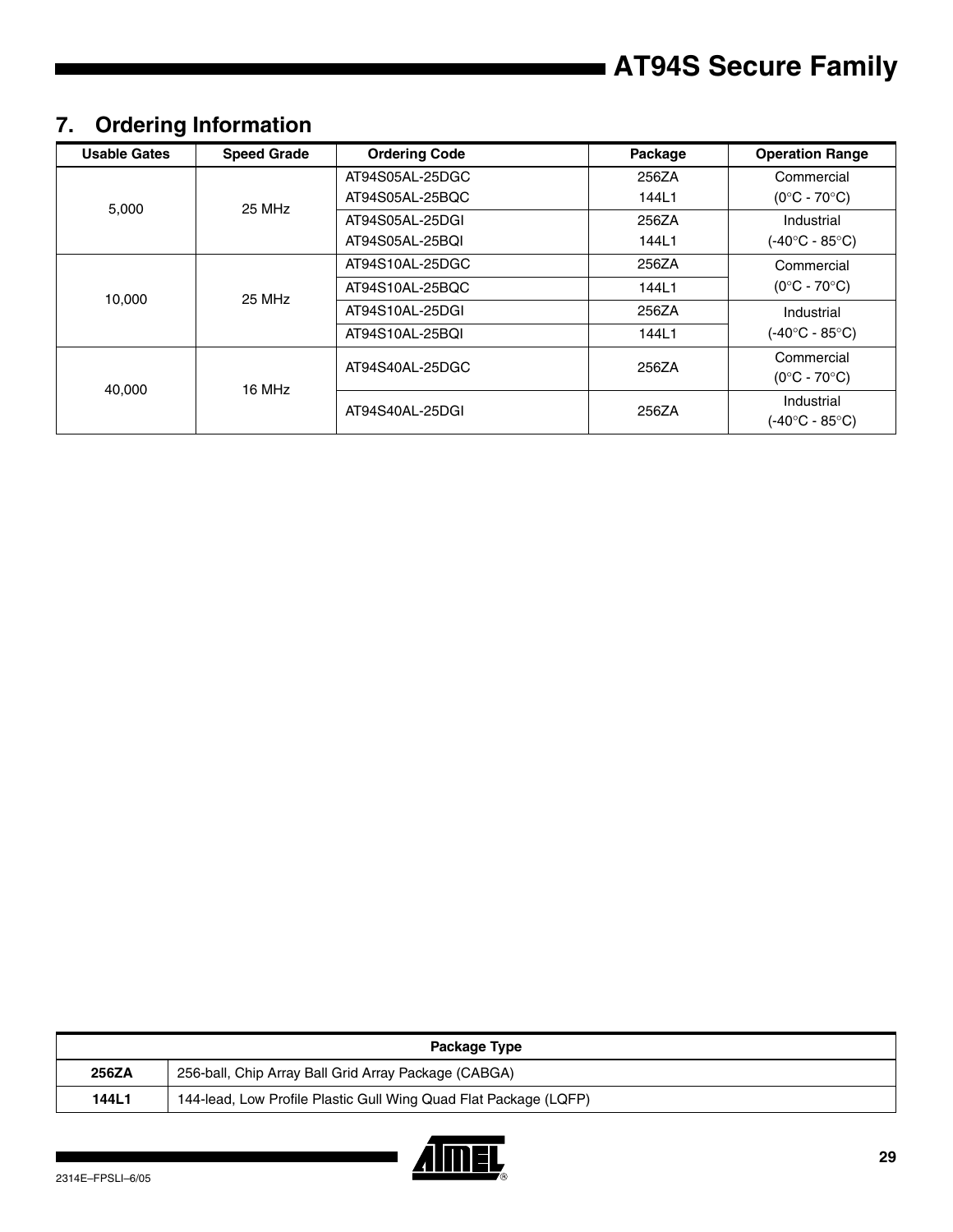## 7. Ordering Information

| Usable Gates | Speed Grade | Ordering Code | Package | Operation Range |
|---|---|---|---|---|
| 5,000 | 25 MHz | AT94S05AL-25DGC<br>AT94S05AL-25BQC | 256ZA<br>144L1 | Commercial<br>(0°C - 70°C) |
| | | AT94S05AL-25DGI<br>AT94S05AL-25BQI | 256ZA<br>144L1 | Industrial<br>(-40°C - 85°C) |
| 10,000 | 25 MHz | AT94S10AL-25DGC | 256ZA | Commercial<br>(0°C - 70°C) |
| | | AT94S10AL-25BQC | 144L1 | |
| | | AT94S10AL-25DGI | 256ZA | Industrial<br>(-40°C - 85°C) |
| | | AT94S10AL-25BQI | 144L1 | |
| 40,000 | 16 MHz | AT94S40AL-25DGC | 256ZA | Commercial<br>(0°C - 70°C) |
| | | AT94S40AL-25DGI | 256ZA | Industrial<br>(-40°C - 85°C) |

| Package Type | |
|---|---|
| **256ZA** | 256-ball, Chip Array Ball Grid Array Package (CABGA) |
| **144L1** | 144-lead, Low Profile Plastic Gull Wing Quad Flat Package (LQFP) |

2314E–FPSLI–6/05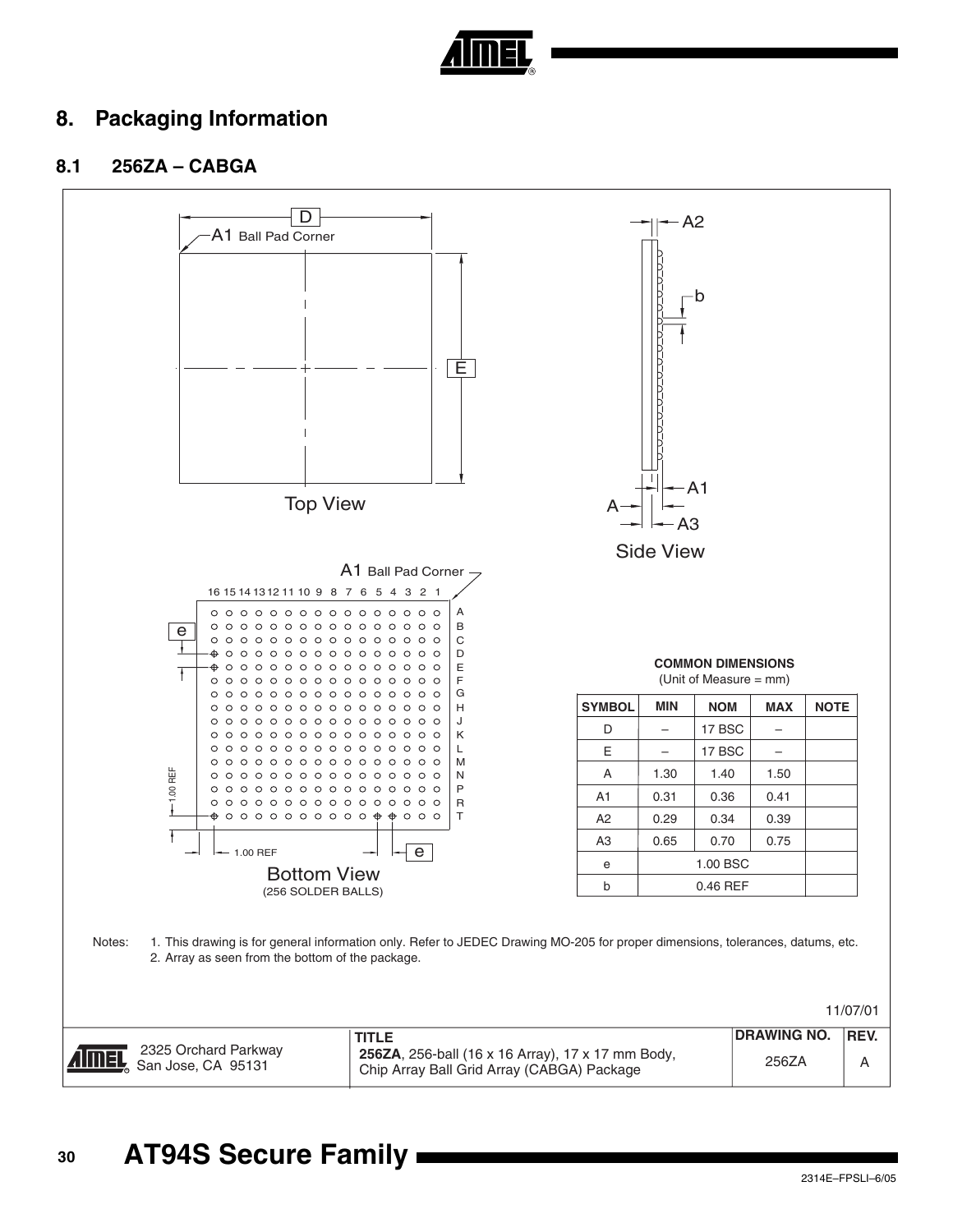## 8. Packaging Information

### 8.1 256ZA – CABGA

Top View

Side View

Bottom View
(256 SOLDER BALLS)

**COMMON DIMENSIONS**
(Unit of Measure = mm)

| SYMBOL | MIN | NOM | MAX | NOTE |
|---|---|---|---|---|
| D | – | 17 BSC | – | |
| E | – | 17 BSC | – | |
| A | 1.30 | 1.40 | 1.50 | |
| A1 | 0.31 | 0.36 | 0.41 | |
| A2 | 0.29 | 0.34 | 0.39 | |
| A3 | 0.65 | 0.70 | 0.75 | |
| e | 1.00 BSC | | | |
| b | 0.46 REF | | | |

Notes:
1. This drawing is for general information only. Refer to JEDEC Drawing MO-205 for proper dimensions, tolerances, datums, etc.
2. Array as seen from the bottom of the package.

11/07/01

| | TITLE | DRAWING NO. | REV. |
|---|---|---|---|
| 2325 Orchard Parkway San Jose, CA 95131 | **256ZA**, 256-ball (16 x 16 Array), 17 x 17 mm Body, Chip Array Ball Grid Array (CABGA) Package | 256ZA | A |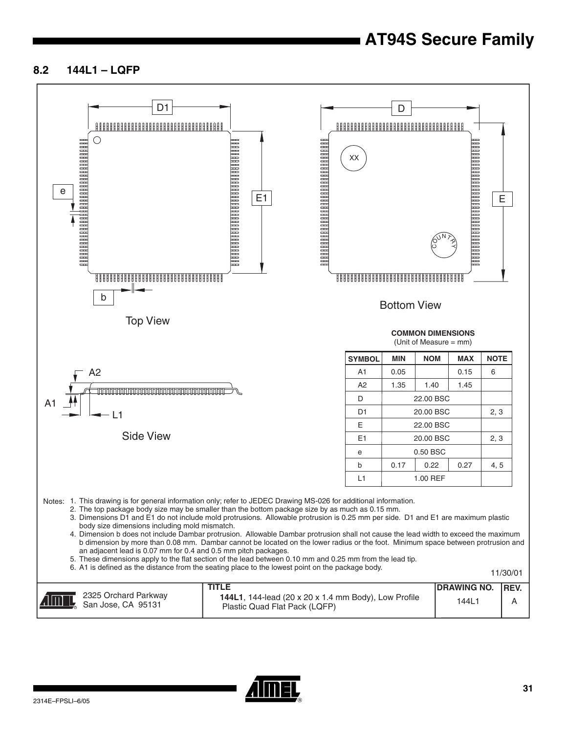## 8.2 144L1 – LQFP

Top View

Bottom View

Side View

**COMMON DIMENSIONS**
(Unit of Measure = mm)

| SYMBOL | MIN | NOM | MAX | NOTE |
|---|---|---|---|---|
| A1 | 0.05 | | 0.15 | 6 |
| A2 | 1.35 | 1.40 | 1.45 | |
| D | | 22.00 BSC | | |
| D1 | | 20.00 BSC | | 2, 3 |
| E | | 22.00 BSC | | |
| E1 | | 20.00 BSC | | 2, 3 |
| e | | 0.50 BSC | | |
| b | 0.17 | 0.22 | 0.27 | 4, 5 |
| L1 | | 1.00 REF | | |

Notes:
1. This drawing is for general information only; refer to JEDEC Drawing MS-026 for additional information.
2. The top package body size may be smaller than the bottom package size by as much as 0.15 mm.
3. Dimensions D1 and E1 do not include mold protrusions. Allowable protrusion is 0.25 mm per side. D1 and E1 are maximum plastic body size dimensions including mold mismatch.
4. Dimension b does not include Dambar protrusion. Allowable Dambar protrusion shall not cause the lead width to exceed the maximum b dimension by more than 0.08 mm. Dambar cannot be located on the lower radius or the foot. Minimum space between protrusion and an adjacent lead is 0.07 mm for 0.4 and 0.5 mm pitch packages.
5. These dimensions apply to the flat section of the lead between 0.10 mm and 0.25 mm from the lead tip.
6. A1 is defined as the distance from the seating place to the lowest point on the package body.

11/30/01

| 2325 Orchard Parkway San Jose, CA 95131 | TITLE **144L1**, 144-lead (20 x 20 x 1.4 mm Body), Low Profile Plastic Quad Flat Pack (LQFP) | DRAWING NO. 144L1 | REV. A |
|---|---|---|---|

2314E–FPSLI–6/05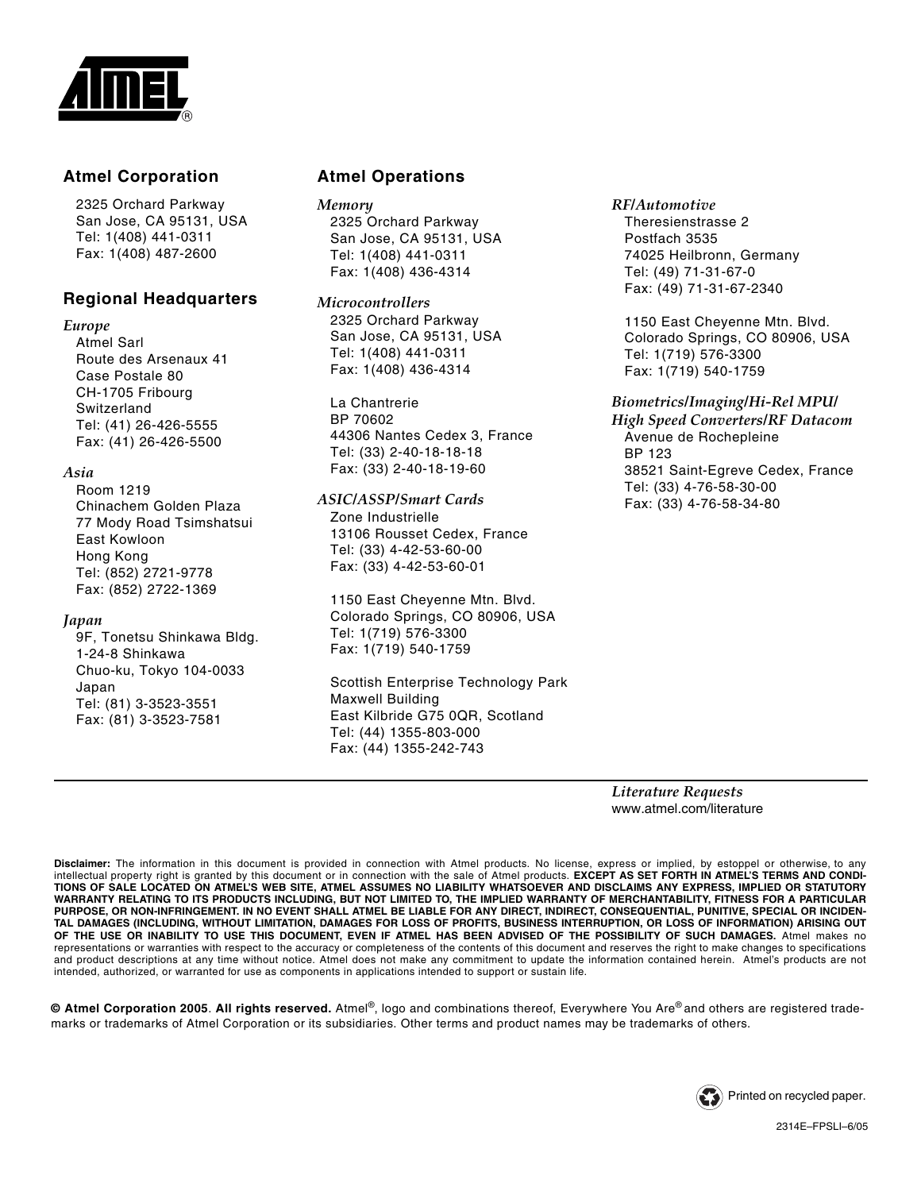## Atmel Corporation

2325 Orchard Parkway
San Jose, CA 95131, USA
Tel: 1(408) 441-0311
Fax: 1(408) 487-2600

## Regional Headquarters

*Europe*

Atmel Sarl
Route des Arsenaux 41
Case Postale 80
CH-1705 Fribourg
Switzerland
Tel: (41) 26-426-5555
Fax: (41) 26-426-5500

*Asia*

Room 1219
Chinachem Golden Plaza
77 Mody Road Tsimshatsui
East Kowloon
Hong Kong
Tel: (852) 2721-9778
Fax: (852) 2722-1369

*Japan*

9F, Tonetsu Shinkawa Bldg.
1-24-8 Shinkawa
Chuo-ku, Tokyo 104-0033
Japan
Tel: (81) 3-3523-3551
Fax: (81) 3-3523-7581

## Atmel Operations

*Memory*

2325 Orchard Parkway
San Jose, CA 95131, USA
Tel: 1(408) 441-0311
Fax: 1(408) 436-4314

*Microcontrollers*

2325 Orchard Parkway
San Jose, CA 95131, USA
Tel: 1(408) 441-0311
Fax: 1(408) 436-4314

La Chantrerie
BP 70602
44306 Nantes Cedex 3, France
Tel: (33) 2-40-18-18-18
Fax: (33) 2-40-18-19-60

*ASIC/ASSP/Smart Cards*

Zone Industrielle
13106 Rousset Cedex, France
Tel: (33) 4-42-53-60-00
Fax: (33) 4-42-53-60-01

1150 East Cheyenne Mtn. Blvd.
Colorado Springs, CO 80906, USA
Tel: 1(719) 576-3300
Fax: 1(719) 540-1759

Scottish Enterprise Technology Park
Maxwell Building
East Kilbride G75 0QR, Scotland
Tel: (44) 1355-803-000
Fax: (44) 1355-242-743

*RF/Automotive*

Theresienstrasse 2
Postfach 3535
74025 Heilbronn, Germany
Tel: (49) 71-31-67-0
Fax: (49) 71-31-67-2340

1150 East Cheyenne Mtn. Blvd.
Colorado Springs, CO 80906, USA
Tel: 1(719) 576-3300
Fax: 1(719) 540-1759

*Biometrics/Imaging/Hi-Rel MPU/ High Speed Converters/RF Datacom*

Avenue de Rochepleine
BP 123
38521 Saint-Egreve Cedex, France
Tel: (33) 4-76-58-30-00
Fax: (33) 4-76-58-34-80

*Literature Requests*
www.atmel.com/literature

**Disclaimer:** The information in this document is provided in connection with Atmel products. No license, express or implied, by estoppel or otherwise, to any intellectual property right is granted by this document or in connection with the sale of Atmel products. **EXCEPT AS SET FORTH IN ATMEL'S TERMS AND CONDITIONS OF SALE LOCATED ON ATMEL'S WEB SITE, ATMEL ASSUMES NO LIABILITY WHATSOEVER AND DISCLAIMS ANY EXPRESS, IMPLIED OR STATUTORY WARRANTY RELATING TO ITS PRODUCTS INCLUDING, BUT NOT LIMITED TO, THE IMPLIED WARRANTY OF MERCHANTABILITY, FITNESS FOR A PARTICULAR PURPOSE, OR NON-INFRINGEMENT. IN NO EVENT SHALL ATMEL BE LIABLE FOR ANY DIRECT, INDIRECT, CONSEQUENTIAL, PUNITIVE, SPECIAL OR INCIDENTAL DAMAGES (INCLUDING, WITHOUT LIMITATION, DAMAGES FOR LOSS OF PROFITS, BUSINESS INTERRUPTION, OR LOSS OF INFORMATION) ARISING OUT OF THE USE OR INABILITY TO USE THIS DOCUMENT, EVEN IF ATMEL HAS BEEN ADVISED OF THE POSSIBILITY OF SUCH DAMAGES.** Atmel makes no representations or warranties with respect to the accuracy or completeness of the contents of this document and reserves the right to make changes to specifications and product descriptions at any time without notice. Atmel does not make any commitment to update the information contained herein. Atmel's products are not intended, authorized, or warranted for use as components in applications intended to support or sustain life.

**© Atmel Corporation 2005**. **All rights reserved.** Atmel®, logo and combinations thereof, Everywhere You Are® and others are registered trademarks or trademarks of Atmel Corporation or its subsidiaries. Other terms and product names may be trademarks of others.

Printed on recycled paper.

2314E–FPSLI–6/05